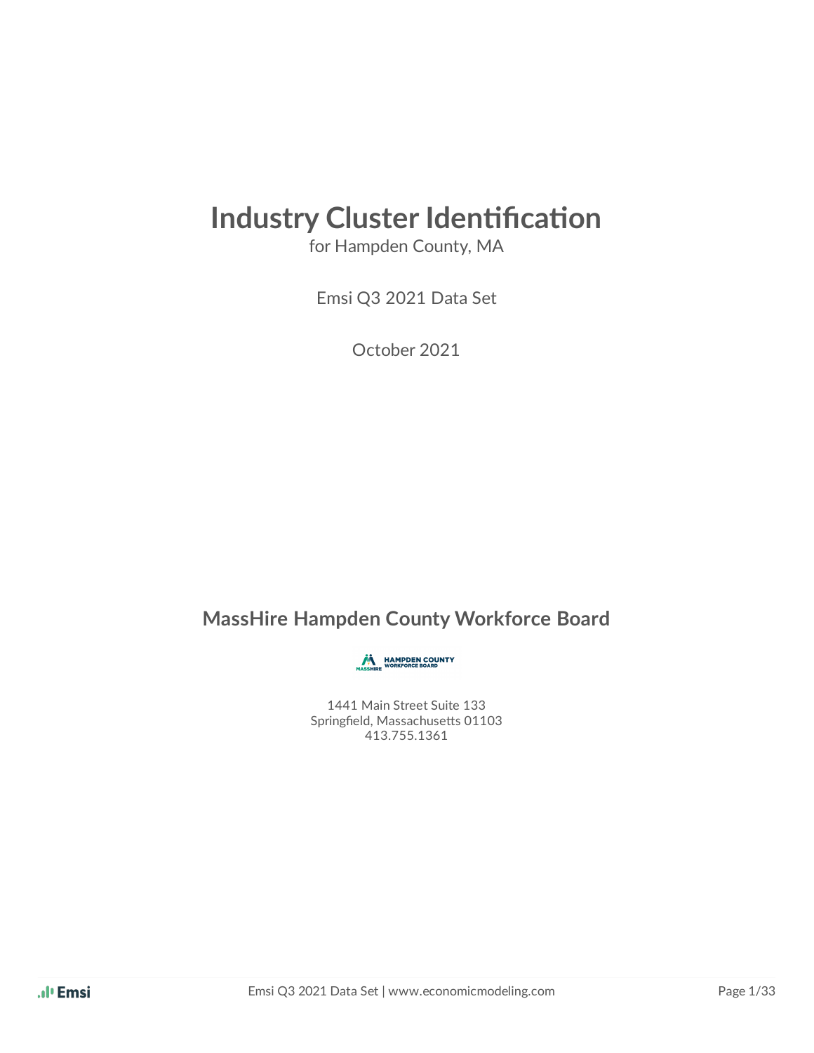# Industry Cluster Identification

for Hampden County, MA

Emsi Q3 2021 Data Set

October 2021

## MassHire Hampden County Workforce Board

1441 Main Street Suite 133
Springfield, Massachusetts 01103
413.755.1361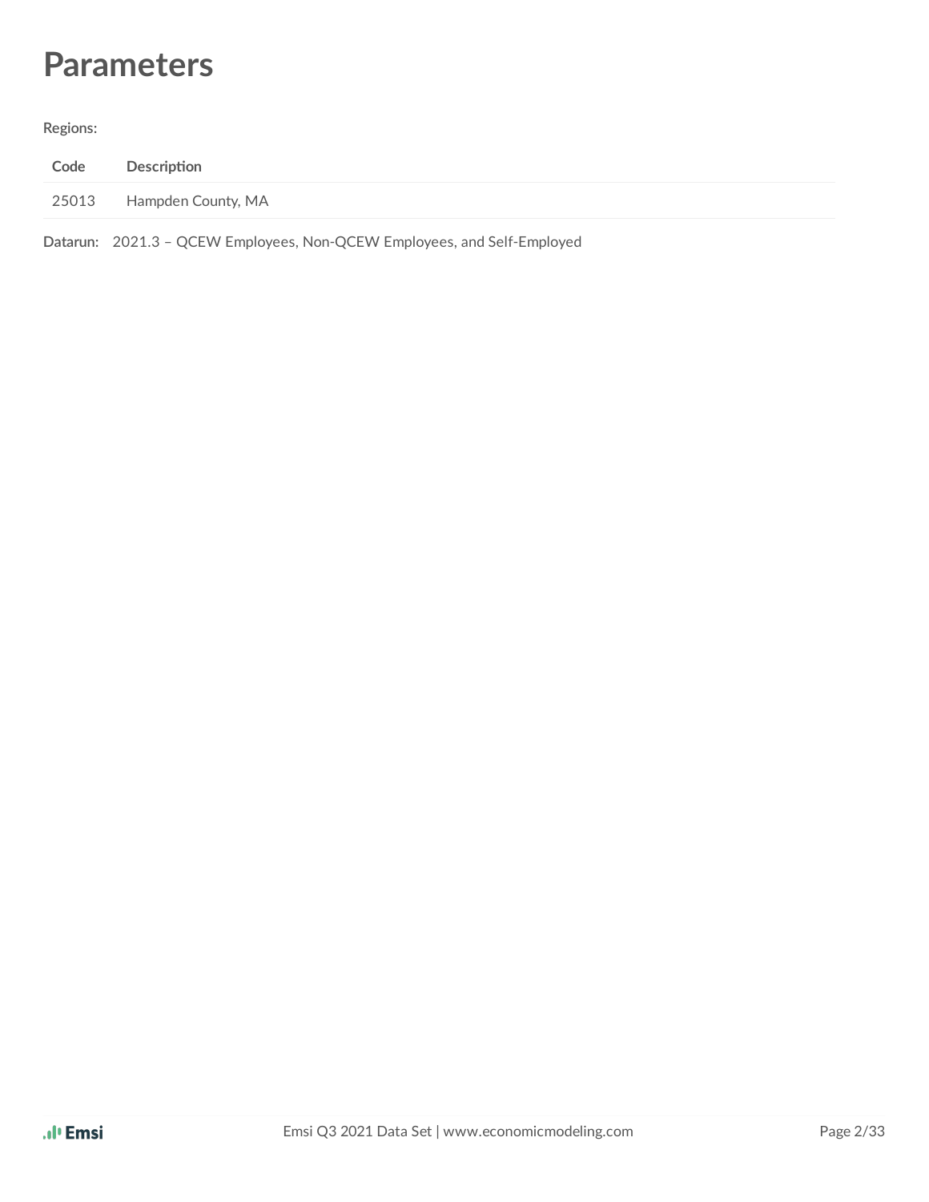# Parameters

**Regions:**

| Code | Description |
| --- | --- |
| 25013 | Hampden County, MA |

**Datarun:** 2021.3 – QCEW Employees, Non-QCEW Employees, and Self-Employed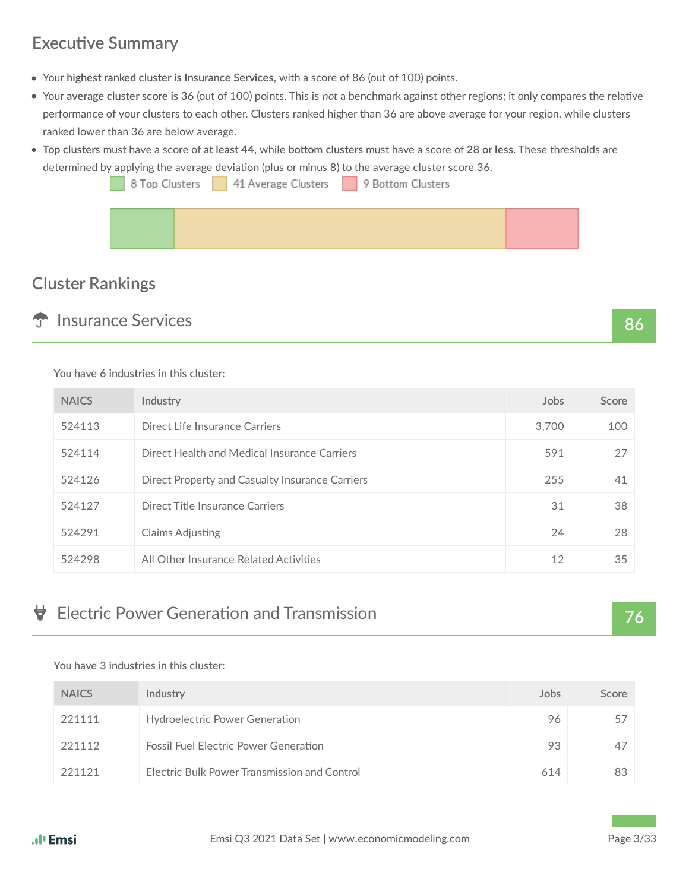## Executive Summary

- Your **highest ranked cluster is Insurance Services**, with a score of 86 (out of 100) points.
- Your **average cluster score is 36** (out of 100) points. This is *not* a benchmark against other regions; it only compares the relative performance of your clusters to each other. Clusters ranked higher than 36 are above average for your region, while clusters ranked lower than 36 are below average.
- **Top clusters** must have a score of **at least 44**, while **bottom clusters** must have a score of **28 or less**. These thresholds are determined by applying the average deviation (plus or minus 8) to the average cluster score 36.

8 Top Clusters
41 Average Clusters
9 Bottom Clusters

## Cluster Rankings

### Insurance Services — 86

You have 6 industries in this cluster:

| NAICS | Industry | Jobs | Score |
|---|---|---|---|
| 524113 | Direct Life Insurance Carriers | 3,700 | 100 |
| 524114 | Direct Health and Medical Insurance Carriers | 591 | 27 |
| 524126 | Direct Property and Casualty Insurance Carriers | 255 | 41 |
| 524127 | Direct Title Insurance Carriers | 31 | 38 |
| 524291 | Claims Adjusting | 24 | 28 |
| 524298 | All Other Insurance Related Activities | 12 | 35 |

### Electric Power Generation and Transmission — 76

You have 3 industries in this cluster:

| NAICS | Industry | Jobs | Score |
|---|---|---|---|
| 221111 | Hydroelectric Power Generation | 96 | 57 |
| 221112 | Fossil Fuel Electric Power Generation | 93 | 47 |
| 221121 | Electric Bulk Power Transmission and Control | 614 | 83 |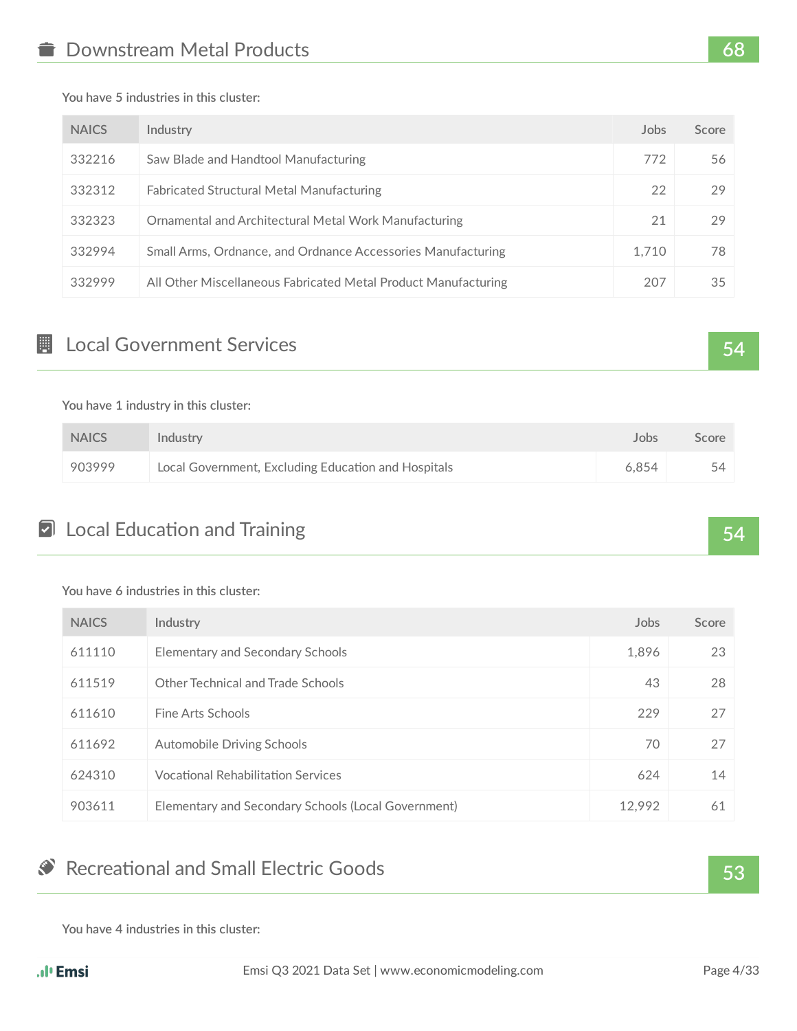## Downstream Metal Products 68

You have 5 industries in this cluster:

| NAICS | Industry | Jobs | Score |
|---|---|---|---|
| 332216 | Saw Blade and Handtool Manufacturing | 772 | 56 |
| 332312 | Fabricated Structural Metal Manufacturing | 22 | 29 |
| 332323 | Ornamental and Architectural Metal Work Manufacturing | 21 | 29 |
| 332994 | Small Arms, Ordnance, and Ordnance Accessories Manufacturing | 1,710 | 78 |
| 332999 | All Other Miscellaneous Fabricated Metal Product Manufacturing | 207 | 35 |

## Local Government Services 54

You have 1 industry in this cluster:

| NAICS | Industry | Jobs | Score |
|---|---|---|---|
| 903999 | Local Government, Excluding Education and Hospitals | 6,854 | 54 |

## Local Education and Training 54

You have 6 industries in this cluster:

| NAICS | Industry | Jobs | Score |
|---|---|---|---|
| 611110 | Elementary and Secondary Schools | 1,896 | 23 |
| 611519 | Other Technical and Trade Schools | 43 | 28 |
| 611610 | Fine Arts Schools | 229 | 27 |
| 611692 | Automobile Driving Schools | 70 | 27 |
| 624310 | Vocational Rehabilitation Services | 624 | 14 |
| 903611 | Elementary and Secondary Schools (Local Government) | 12,992 | 61 |

## Recreational and Small Electric Goods 53

You have 4 industries in this cluster: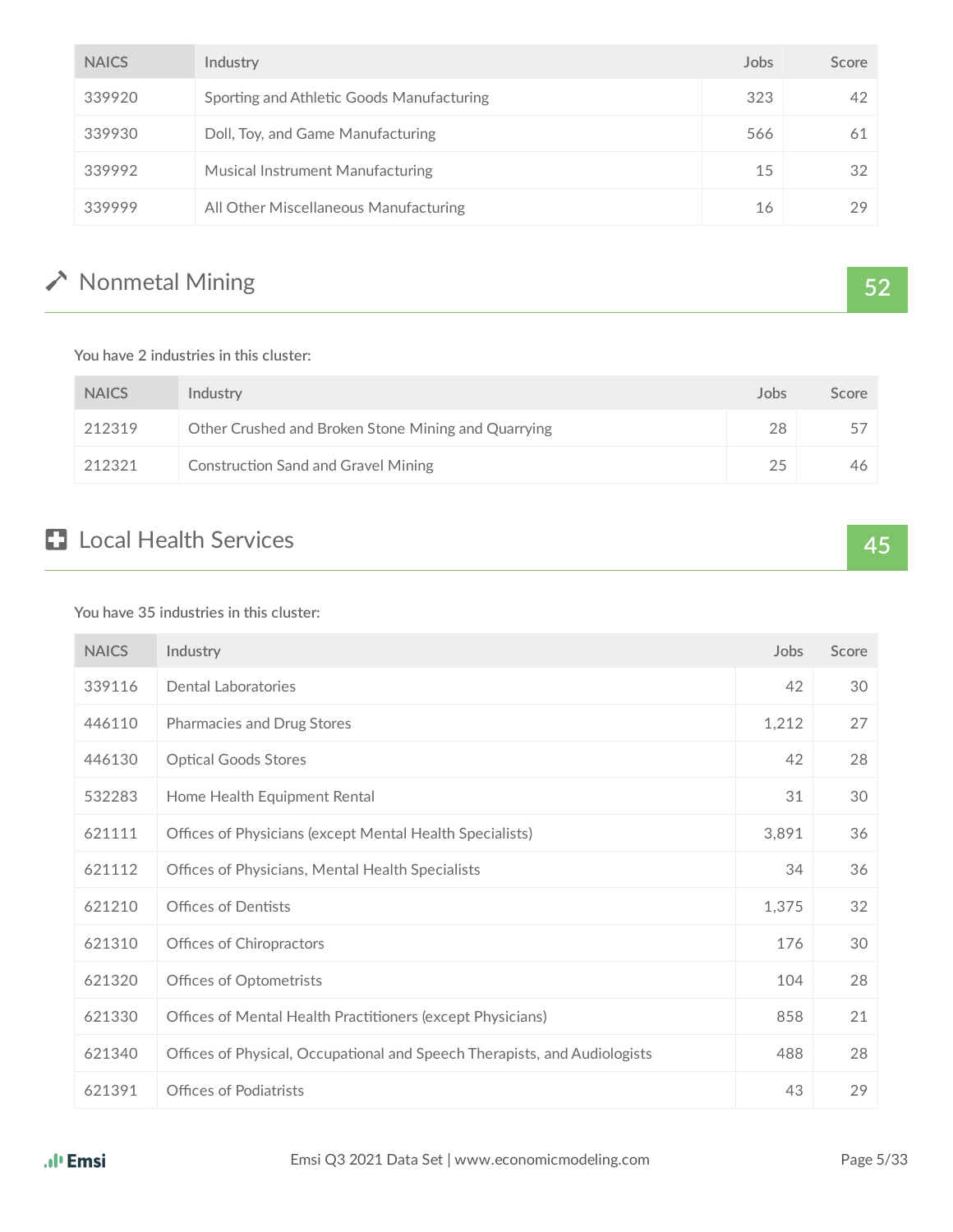| NAICS | Industry | Jobs | Score |
|---|---|---|---|
| 339920 | Sporting and Athletic Goods Manufacturing | 323 | 42 |
| 339930 | Doll, Toy, and Game Manufacturing | 566 | 61 |
| 339992 | Musical Instrument Manufacturing | 15 | 32 |
| 339999 | All Other Miscellaneous Manufacturing | 16 | 29 |

## Nonmetal Mining

52

You have 2 industries in this cluster:

| NAICS | Industry | Jobs | Score |
|---|---|---|---|
| 212319 | Other Crushed and Broken Stone Mining and Quarrying | 28 | 57 |
| 212321 | Construction Sand and Gravel Mining | 25 | 46 |

## Local Health Services

45

You have 35 industries in this cluster:

| NAICS | Industry | Jobs | Score |
|---|---|---|---|
| 339116 | Dental Laboratories | 42 | 30 |
| 446110 | Pharmacies and Drug Stores | 1,212 | 27 |
| 446130 | Optical Goods Stores | 42 | 28 |
| 532283 | Home Health Equipment Rental | 31 | 30 |
| 621111 | Offices of Physicians (except Mental Health Specialists) | 3,891 | 36 |
| 621112 | Offices of Physicians, Mental Health Specialists | 34 | 36 |
| 621210 | Offices of Dentists | 1,375 | 32 |
| 621310 | Offices of Chiropractors | 176 | 30 |
| 621320 | Offices of Optometrists | 104 | 28 |
| 621330 | Offices of Mental Health Practitioners (except Physicians) | 858 | 21 |
| 621340 | Offices of Physical, Occupational and Speech Therapists, and Audiologists | 488 | 28 |
| 621391 | Offices of Podiatrists | 43 | 29 |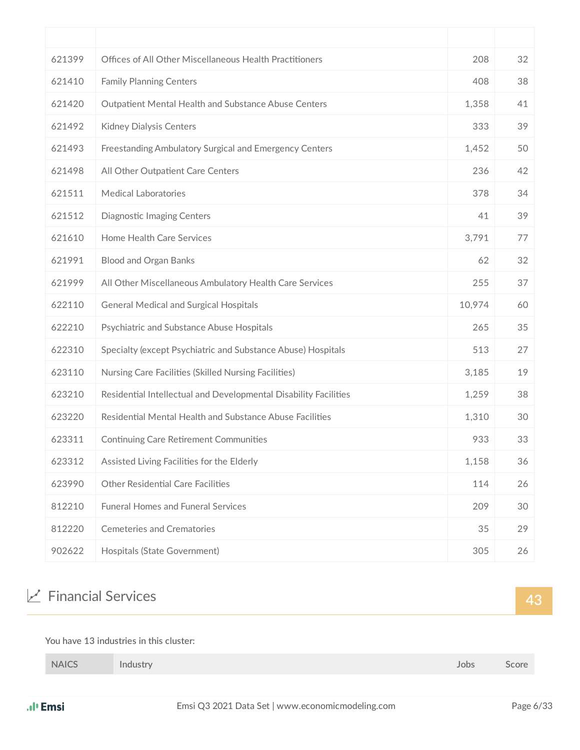| | | | |
|---|---|---|---|
| 621399 | Offices of All Other Miscellaneous Health Practitioners | 208 | 32 |
| 621410 | Family Planning Centers | 408 | 38 |
| 621420 | Outpatient Mental Health and Substance Abuse Centers | 1,358 | 41 |
| 621492 | Kidney Dialysis Centers | 333 | 39 |
| 621493 | Freestanding Ambulatory Surgical and Emergency Centers | 1,452 | 50 |
| 621498 | All Other Outpatient Care Centers | 236 | 42 |
| 621511 | Medical Laboratories | 378 | 34 |
| 621512 | Diagnostic Imaging Centers | 41 | 39 |
| 621610 | Home Health Care Services | 3,791 | 77 |
| 621991 | Blood and Organ Banks | 62 | 32 |
| 621999 | All Other Miscellaneous Ambulatory Health Care Services | 255 | 37 |
| 622110 | General Medical and Surgical Hospitals | 10,974 | 60 |
| 622210 | Psychiatric and Substance Abuse Hospitals | 265 | 35 |
| 622310 | Specialty (except Psychiatric and Substance Abuse) Hospitals | 513 | 27 |
| 623110 | Nursing Care Facilities (Skilled Nursing Facilities) | 3,185 | 19 |
| 623210 | Residential Intellectual and Developmental Disability Facilities | 1,259 | 38 |
| 623220 | Residential Mental Health and Substance Abuse Facilities | 1,310 | 30 |
| 623311 | Continuing Care Retirement Communities | 933 | 33 |
| 623312 | Assisted Living Facilities for the Elderly | 1,158 | 36 |
| 623990 | Other Residential Care Facilities | 114 | 26 |
| 812210 | Funeral Homes and Funeral Services | 209 | 30 |
| 812220 | Cemeteries and Crematories | 35 | 29 |
| 902622 | Hospitals (State Government) | 305 | 26 |

## Financial Services

43

You have 13 industries in this cluster:

| NAICS | Industry | Jobs | Score |
|---|---|---|---|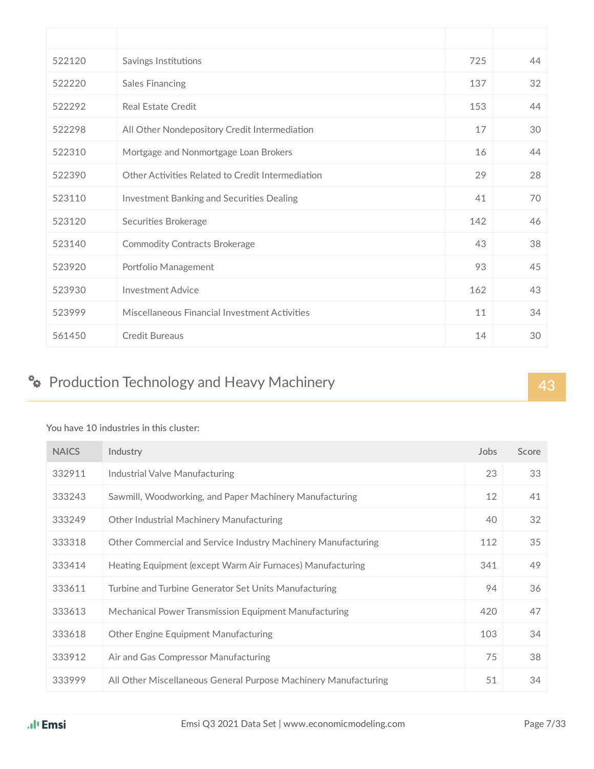| | | | |
|---|---|---|---|
| 522120 | Savings Institutions | 725 | 44 |
| 522220 | Sales Financing | 137 | 32 |
| 522292 | Real Estate Credit | 153 | 44 |
| 522298 | All Other Nondepository Credit Intermediation | 17 | 30 |
| 522310 | Mortgage and Nonmortgage Loan Brokers | 16 | 44 |
| 522390 | Other Activities Related to Credit Intermediation | 29 | 28 |
| 523110 | Investment Banking and Securities Dealing | 41 | 70 |
| 523120 | Securities Brokerage | 142 | 46 |
| 523140 | Commodity Contracts Brokerage | 43 | 38 |
| 523920 | Portfolio Management | 93 | 45 |
| 523930 | Investment Advice | 162 | 43 |
| 523999 | Miscellaneous Financial Investment Activities | 11 | 34 |
| 561450 | Credit Bureaus | 14 | 30 |

## Production Technology and Heavy Machinery

43

You have 10 industries in this cluster:

| NAICS | Industry | Jobs | Score |
|---|---|---|---|
| 332911 | Industrial Valve Manufacturing | 23 | 33 |
| 333243 | Sawmill, Woodworking, and Paper Machinery Manufacturing | 12 | 41 |
| 333249 | Other Industrial Machinery Manufacturing | 40 | 32 |
| 333318 | Other Commercial and Service Industry Machinery Manufacturing | 112 | 35 |
| 333414 | Heating Equipment (except Warm Air Furnaces) Manufacturing | 341 | 49 |
| 333611 | Turbine and Turbine Generator Set Units Manufacturing | 94 | 36 |
| 333613 | Mechanical Power Transmission Equipment Manufacturing | 420 | 47 |
| 333618 | Other Engine Equipment Manufacturing | 103 | 34 |
| 333912 | Air and Gas Compressor Manufacturing | 75 | 38 |
| 333999 | All Other Miscellaneous General Purpose Machinery Manufacturing | 51 | 34 |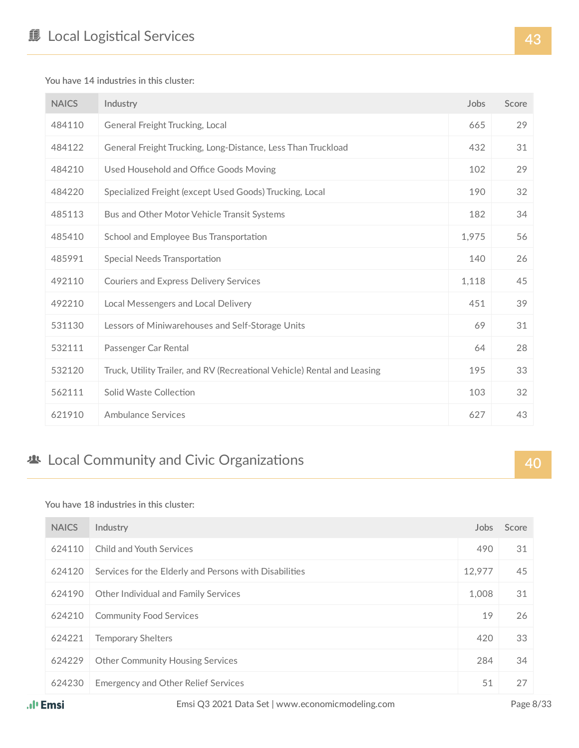## Local Logistical Services

43

You have 14 industries in this cluster:

| NAICS | Industry | Jobs | Score |
|---|---|---|---|
| 484110 | General Freight Trucking, Local | 665 | 29 |
| 484122 | General Freight Trucking, Long-Distance, Less Than Truckload | 432 | 31 |
| 484210 | Used Household and Office Goods Moving | 102 | 29 |
| 484220 | Specialized Freight (except Used Goods) Trucking, Local | 190 | 32 |
| 485113 | Bus and Other Motor Vehicle Transit Systems | 182 | 34 |
| 485410 | School and Employee Bus Transportation | 1,975 | 56 |
| 485991 | Special Needs Transportation | 140 | 26 |
| 492110 | Couriers and Express Delivery Services | 1,118 | 45 |
| 492210 | Local Messengers and Local Delivery | 451 | 39 |
| 531130 | Lessors of Miniwarehouses and Self-Storage Units | 69 | 31 |
| 532111 | Passenger Car Rental | 64 | 28 |
| 532120 | Truck, Utility Trailer, and RV (Recreational Vehicle) Rental and Leasing | 195 | 33 |
| 562111 | Solid Waste Collection | 103 | 32 |
| 621910 | Ambulance Services | 627 | 43 |

## Local Community and Civic Organizations

40

You have 18 industries in this cluster:

| NAICS | Industry | Jobs | Score |
|---|---|---|---|
| 624110 | Child and Youth Services | 490 | 31 |
| 624120 | Services for the Elderly and Persons with Disabilities | 12,977 | 45 |
| 624190 | Other Individual and Family Services | 1,008 | 31 |
| 624210 | Community Food Services | 19 | 26 |
| 624221 | Temporary Shelters | 420 | 33 |
| 624229 | Other Community Housing Services | 284 | 34 |
| 624230 | Emergency and Other Relief Services | 51 | 27 |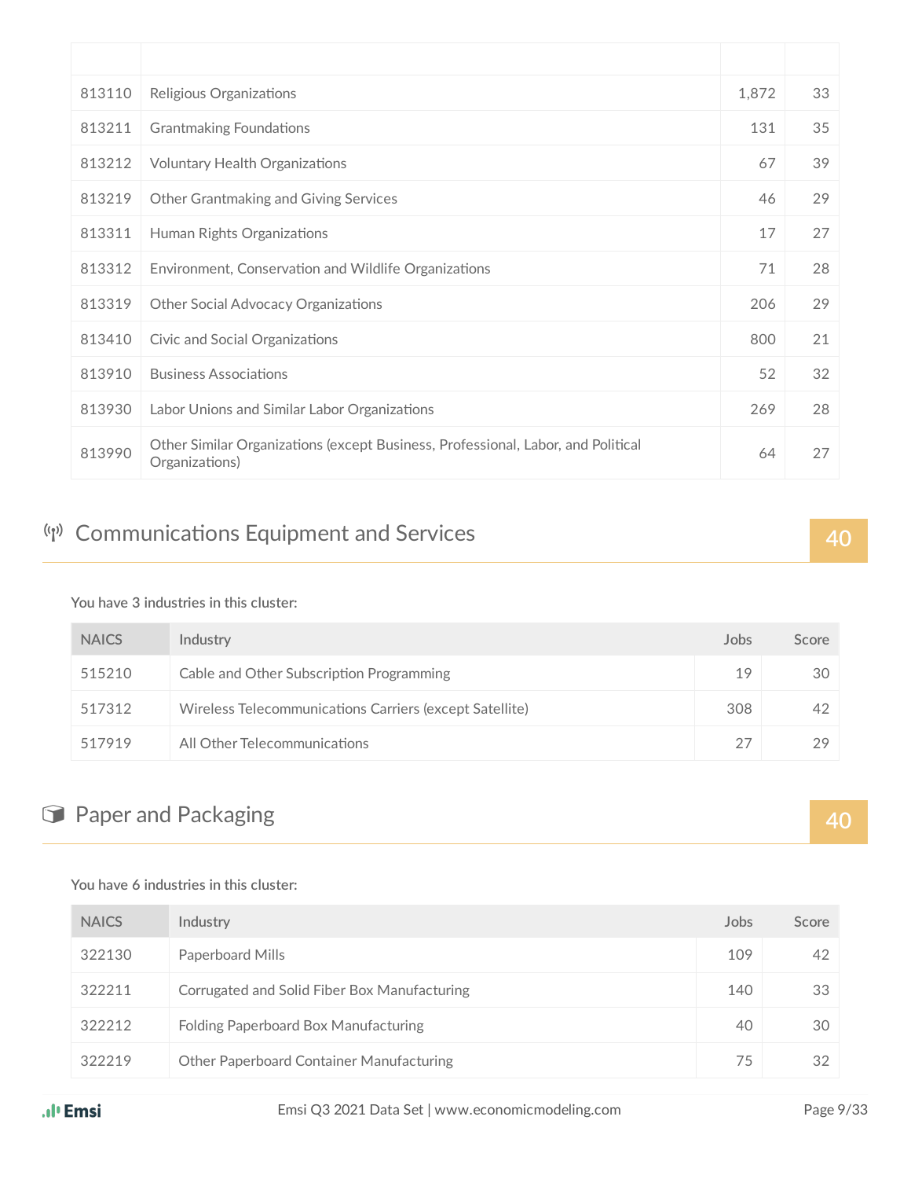| | | | |
|---|---|---|---|
| 813110 | Religious Organizations | 1,872 | 33 |
| 813211 | Grantmaking Foundations | 131 | 35 |
| 813212 | Voluntary Health Organizations | 67 | 39 |
| 813219 | Other Grantmaking and Giving Services | 46 | 29 |
| 813311 | Human Rights Organizations | 17 | 27 |
| 813312 | Environment, Conservation and Wildlife Organizations | 71 | 28 |
| 813319 | Other Social Advocacy Organizations | 206 | 29 |
| 813410 | Civic and Social Organizations | 800 | 21 |
| 813910 | Business Associations | 52 | 32 |
| 813930 | Labor Unions and Similar Labor Organizations | 269 | 28 |
| 813990 | Other Similar Organizations (except Business, Professional, Labor, and Political Organizations) | 64 | 27 |

## Communications Equipment and Services

**40**

You have 3 industries in this cluster:

| NAICS | Industry | Jobs | Score |
|---|---|---|---|
| 515210 | Cable and Other Subscription Programming | 19 | 30 |
| 517312 | Wireless Telecommunications Carriers (except Satellite) | 308 | 42 |
| 517919 | All Other Telecommunications | 27 | 29 |

## Paper and Packaging

**40**

You have 6 industries in this cluster:

| NAICS | Industry | Jobs | Score |
|---|---|---|---|
| 322130 | Paperboard Mills | 109 | 42 |
| 322211 | Corrugated and Solid Fiber Box Manufacturing | 140 | 33 |
| 322212 | Folding Paperboard Box Manufacturing | 40 | 30 |
| 322219 | Other Paperboard Container Manufacturing | 75 | 32 |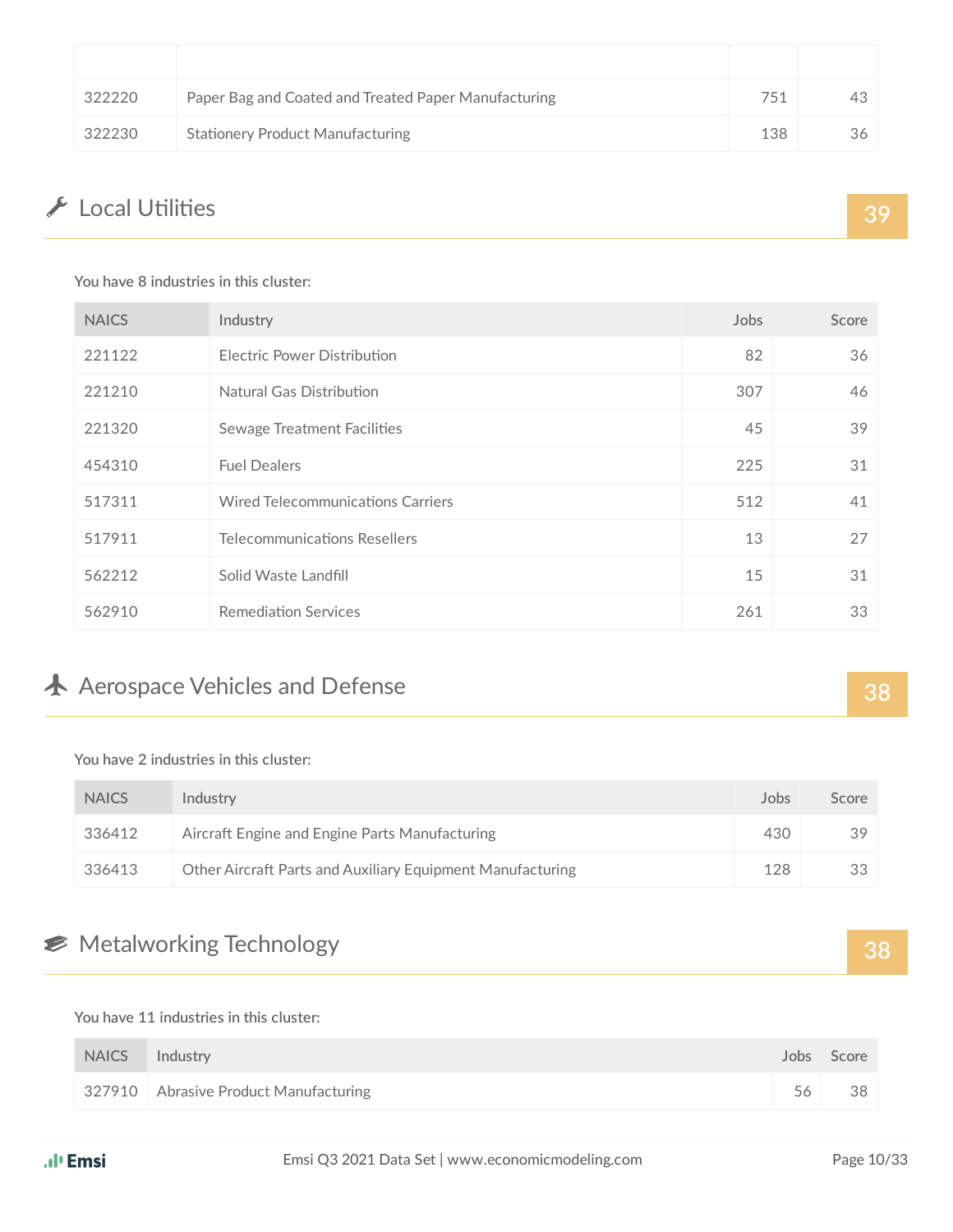| | | | |
|---|---|---|---|
| 322220 | Paper Bag and Coated and Treated Paper Manufacturing | 751 | 43 |
| 322230 | Stationery Product Manufacturing | 138 | 36 |

## Local Utilities

**39**

You have 8 industries in this cluster:

| NAICS | Industry | Jobs | Score |
|---|---|---|---|
| 221122 | Electric Power Distribution | 82 | 36 |
| 221210 | Natural Gas Distribution | 307 | 46 |
| 221320 | Sewage Treatment Facilities | 45 | 39 |
| 454310 | Fuel Dealers | 225 | 31 |
| 517311 | Wired Telecommunications Carriers | 512 | 41 |
| 517911 | Telecommunications Resellers | 13 | 27 |
| 562212 | Solid Waste Landfill | 15 | 31 |
| 562910 | Remediation Services | 261 | 33 |

## Aerospace Vehicles and Defense

**38**

You have 2 industries in this cluster:

| NAICS | Industry | Jobs | Score |
|---|---|---|---|
| 336412 | Aircraft Engine and Engine Parts Manufacturing | 430 | 39 |
| 336413 | Other Aircraft Parts and Auxiliary Equipment Manufacturing | 128 | 33 |

## Metalworking Technology

**38**

You have 11 industries in this cluster:

| NAICS | Industry | Jobs | Score |
|---|---|---|---|
| 327910 | Abrasive Product Manufacturing | 56 | 38 |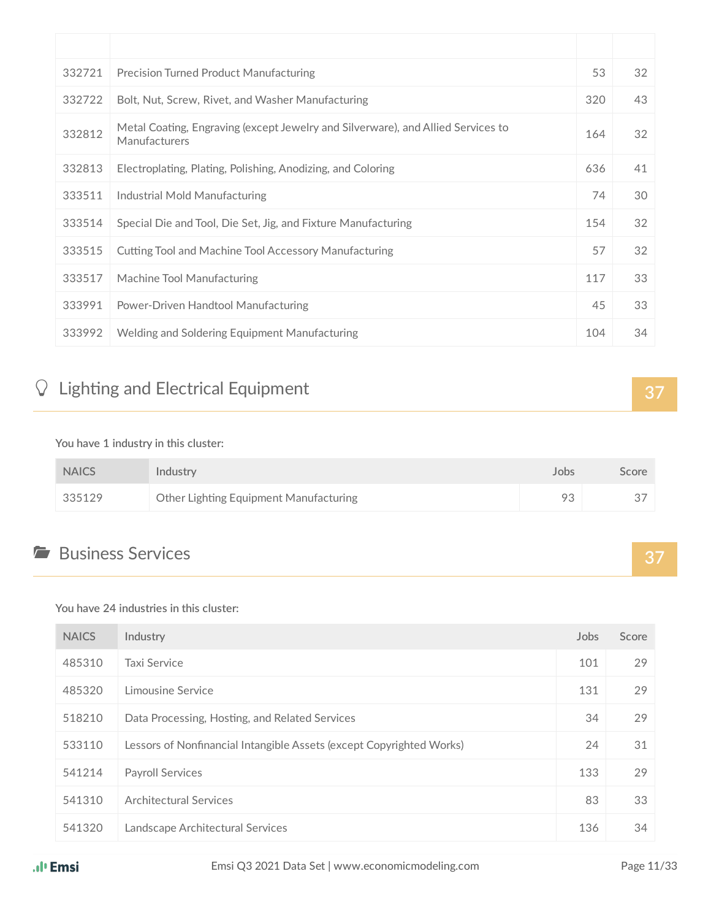| | | | |
|---|---|---|---|
| 332721 | Precision Turned Product Manufacturing | 53 | 32 |
| 332722 | Bolt, Nut, Screw, Rivet, and Washer Manufacturing | 320 | 43 |
| 332812 | Metal Coating, Engraving (except Jewelry and Silverware), and Allied Services to Manufacturers | 164 | 32 |
| 332813 | Electroplating, Plating, Polishing, Anodizing, and Coloring | 636 | 41 |
| 333511 | Industrial Mold Manufacturing | 74 | 30 |
| 333514 | Special Die and Tool, Die Set, Jig, and Fixture Manufacturing | 154 | 32 |
| 333515 | Cutting Tool and Machine Tool Accessory Manufacturing | 57 | 32 |
| 333517 | Machine Tool Manufacturing | 117 | 33 |
| 333991 | Power-Driven Handtool Manufacturing | 45 | 33 |
| 333992 | Welding and Soldering Equipment Manufacturing | 104 | 34 |

## Lighting and Electrical Equipment

**37**

You have 1 industry in this cluster:

| NAICS | Industry | Jobs | Score |
|---|---|---|---|
| 335129 | Other Lighting Equipment Manufacturing | 93 | 37 |

## Business Services

**37**

You have 24 industries in this cluster:

| NAICS | Industry | Jobs | Score |
|---|---|---|---|
| 485310 | Taxi Service | 101 | 29 |
| 485320 | Limousine Service | 131 | 29 |
| 518210 | Data Processing, Hosting, and Related Services | 34 | 29 |
| 533110 | Lessors of Nonfinancial Intangible Assets (except Copyrighted Works) | 24 | 31 |
| 541214 | Payroll Services | 133 | 29 |
| 541310 | Architectural Services | 83 | 33 |
| 541320 | Landscape Architectural Services | 136 | 34 |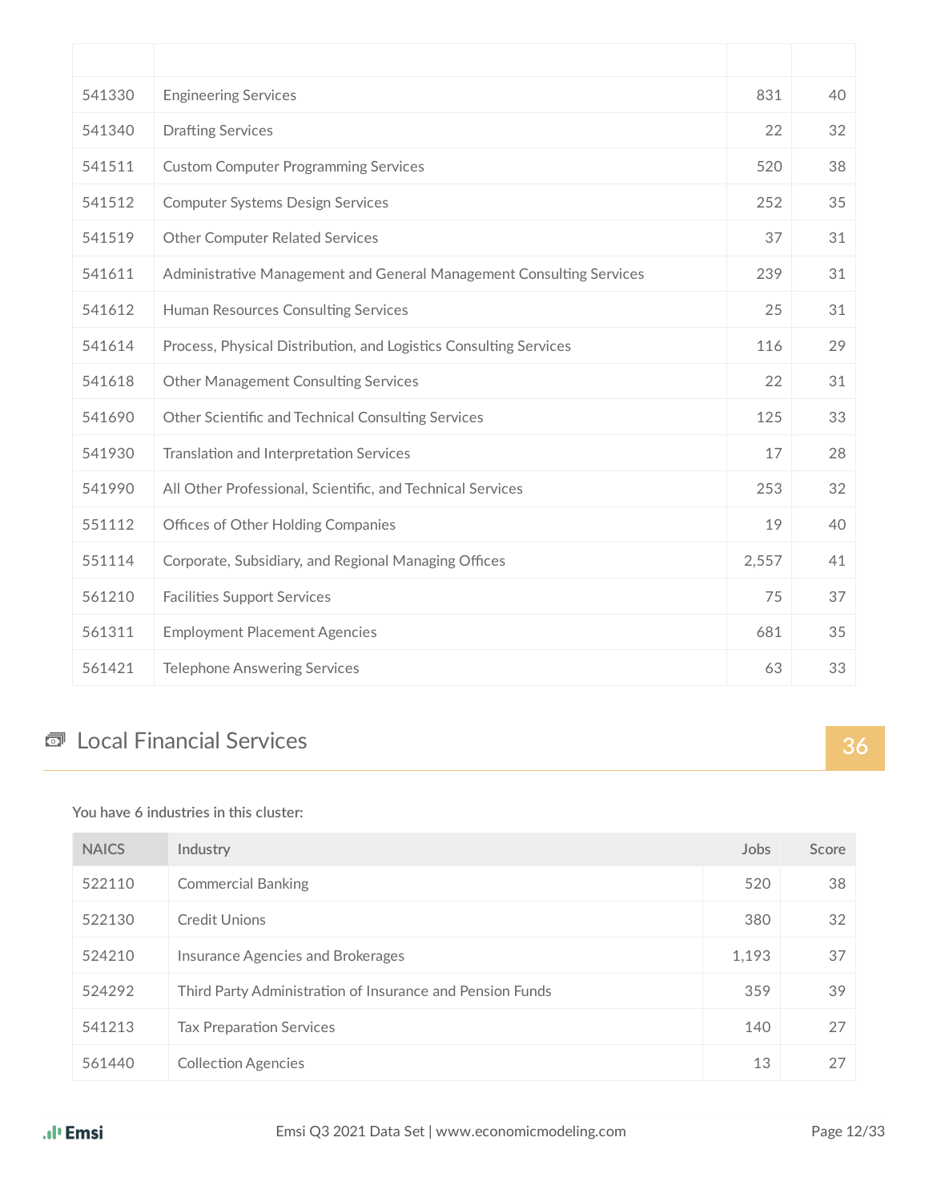| | | | |
|---|---|---|---|
| 541330 | Engineering Services | 831 | 40 |
| 541340 | Drafting Services | 22 | 32 |
| 541511 | Custom Computer Programming Services | 520 | 38 |
| 541512 | Computer Systems Design Services | 252 | 35 |
| 541519 | Other Computer Related Services | 37 | 31 |
| 541611 | Administrative Management and General Management Consulting Services | 239 | 31 |
| 541612 | Human Resources Consulting Services | 25 | 31 |
| 541614 | Process, Physical Distribution, and Logistics Consulting Services | 116 | 29 |
| 541618 | Other Management Consulting Services | 22 | 31 |
| 541690 | Other Scientific and Technical Consulting Services | 125 | 33 |
| 541930 | Translation and Interpretation Services | 17 | 28 |
| 541990 | All Other Professional, Scientific, and Technical Services | 253 | 32 |
| 551112 | Offices of Other Holding Companies | 19 | 40 |
| 551114 | Corporate, Subsidiary, and Regional Managing Offices | 2,557 | 41 |
| 561210 | Facilities Support Services | 75 | 37 |
| 561311 | Employment Placement Agencies | 681 | 35 |
| 561421 | Telephone Answering Services | 63 | 33 |

## Local Financial Services

36

You have 6 industries in this cluster:

| NAICS | Industry | Jobs | Score |
|---|---|---|---|
| 522110 | Commercial Banking | 520 | 38 |
| 522130 | Credit Unions | 380 | 32 |
| 524210 | Insurance Agencies and Brokerages | 1,193 | 37 |
| 524292 | Third Party Administration of Insurance and Pension Funds | 359 | 39 |
| 541213 | Tax Preparation Services | 140 | 27 |
| 561440 | Collection Agencies | 13 | 27 |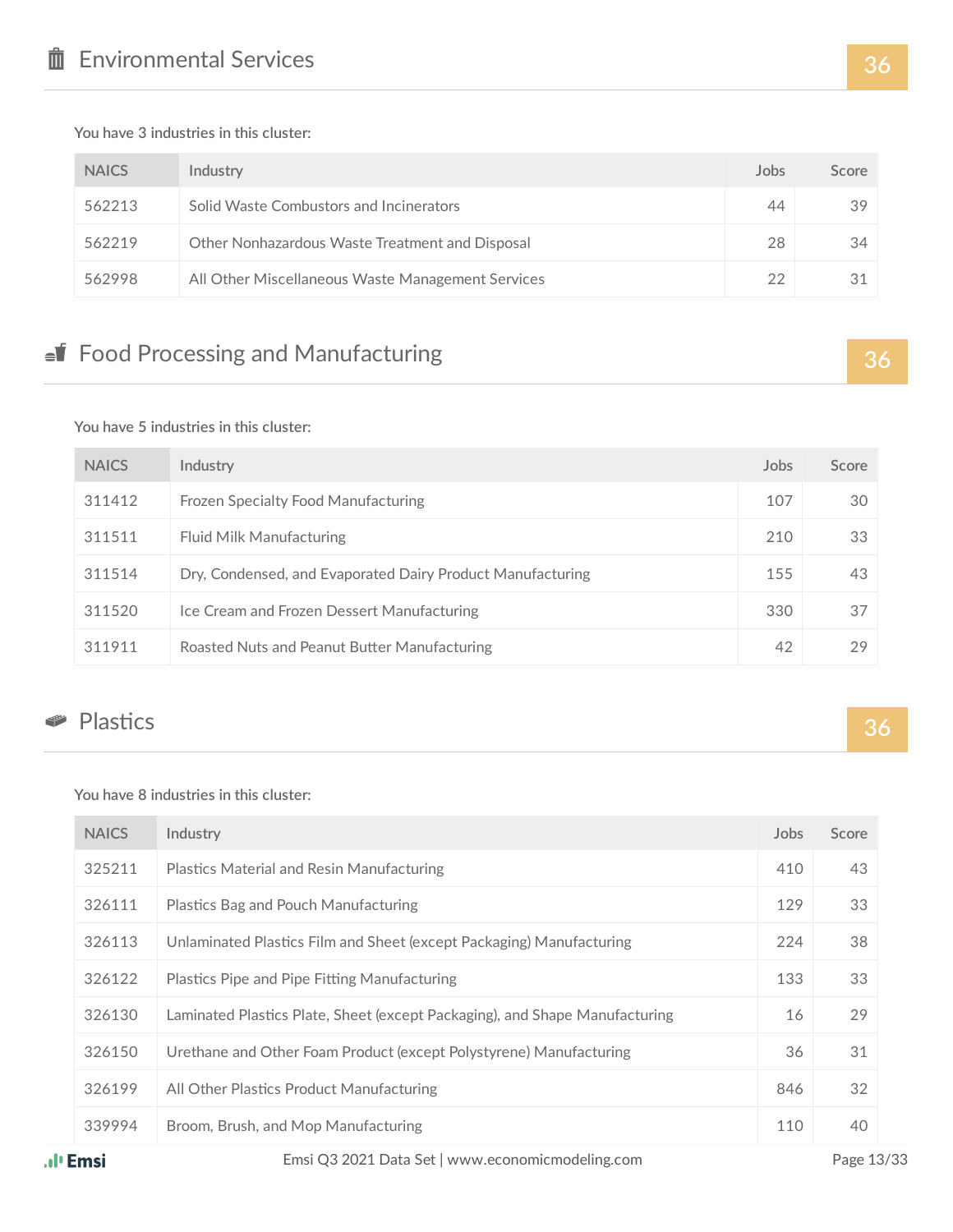## Environmental Services

36

You have 3 industries in this cluster:

| NAICS | Industry | Jobs | Score |
|---|---|---|---|
| 562213 | Solid Waste Combustors and Incinerators | 44 | 39 |
| 562219 | Other Nonhazardous Waste Treatment and Disposal | 28 | 34 |
| 562998 | All Other Miscellaneous Waste Management Services | 22 | 31 |

## Food Processing and Manufacturing

36

You have 5 industries in this cluster:

| NAICS | Industry | Jobs | Score |
|---|---|---|---|
| 311412 | Frozen Specialty Food Manufacturing | 107 | 30 |
| 311511 | Fluid Milk Manufacturing | 210 | 33 |
| 311514 | Dry, Condensed, and Evaporated Dairy Product Manufacturing | 155 | 43 |
| 311520 | Ice Cream and Frozen Dessert Manufacturing | 330 | 37 |
| 311911 | Roasted Nuts and Peanut Butter Manufacturing | 42 | 29 |

## Plastics

36

You have 8 industries in this cluster:

| NAICS | Industry | Jobs | Score |
|---|---|---|---|
| 325211 | Plastics Material and Resin Manufacturing | 410 | 43 |
| 326111 | Plastics Bag and Pouch Manufacturing | 129 | 33 |
| 326113 | Unlaminated Plastics Film and Sheet (except Packaging) Manufacturing | 224 | 38 |
| 326122 | Plastics Pipe and Pipe Fitting Manufacturing | 133 | 33 |
| 326130 | Laminated Plastics Plate, Sheet (except Packaging), and Shape Manufacturing | 16 | 29 |
| 326150 | Urethane and Other Foam Product (except Polystyrene) Manufacturing | 36 | 31 |
| 326199 | All Other Plastics Product Manufacturing | 846 | 32 |
| 339994 | Broom, Brush, and Mop Manufacturing | 110 | 40 |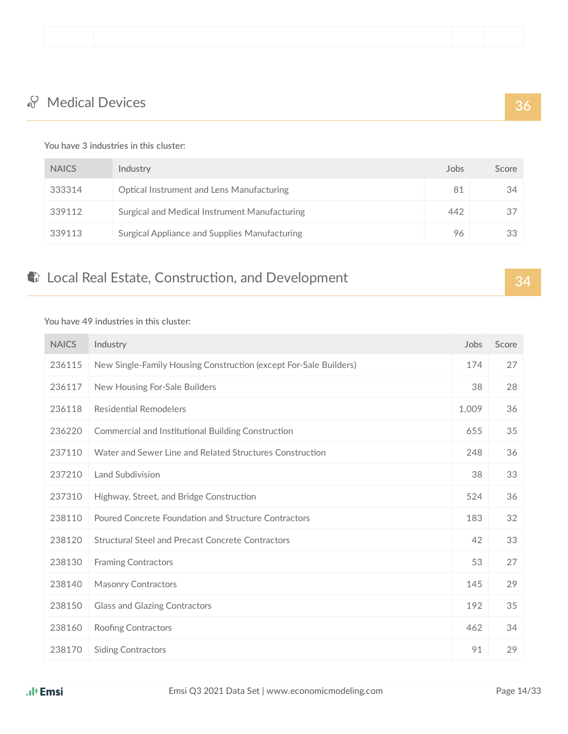## Medical Devices

36

You have 3 industries in this cluster:

| NAICS | Industry | Jobs | Score |
|---|---|---|---|
| 333314 | Optical Instrument and Lens Manufacturing | 81 | 34 |
| 339112 | Surgical and Medical Instrument Manufacturing | 442 | 37 |
| 339113 | Surgical Appliance and Supplies Manufacturing | 96 | 33 |

## Local Real Estate, Construction, and Development

34

You have 49 industries in this cluster:

| NAICS | Industry | Jobs | Score |
|---|---|---|---|
| 236115 | New Single-Family Housing Construction (except For-Sale Builders) | 174 | 27 |
| 236117 | New Housing For-Sale Builders | 38 | 28 |
| 236118 | Residential Remodelers | 1,009 | 36 |
| 236220 | Commercial and Institutional Building Construction | 655 | 35 |
| 237110 | Water and Sewer Line and Related Structures Construction | 248 | 36 |
| 237210 | Land Subdivision | 38 | 33 |
| 237310 | Highway, Street, and Bridge Construction | 524 | 36 |
| 238110 | Poured Concrete Foundation and Structure Contractors | 183 | 32 |
| 238120 | Structural Steel and Precast Concrete Contractors | 42 | 33 |
| 238130 | Framing Contractors | 53 | 27 |
| 238140 | Masonry Contractors | 145 | 29 |
| 238150 | Glass and Glazing Contractors | 192 | 35 |
| 238160 | Roofing Contractors | 462 | 34 |
| 238170 | Siding Contractors | 91 | 29 |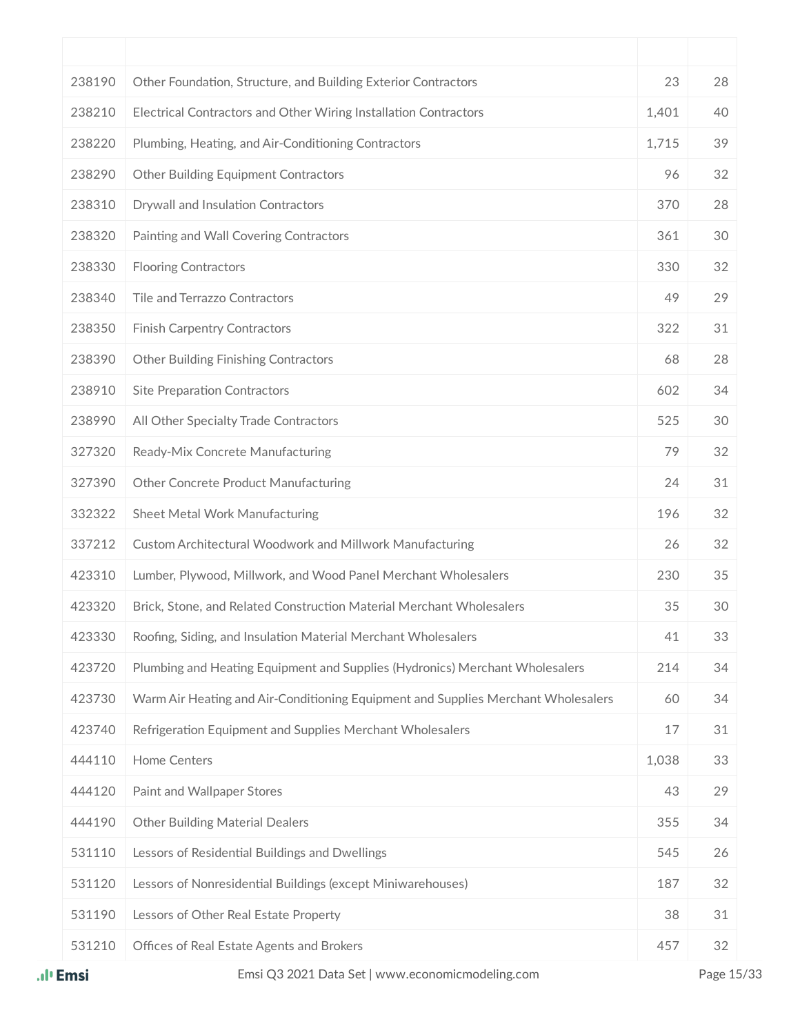| | | | |
|---|---|---|---|
| 238190 | Other Foundation, Structure, and Building Exterior Contractors | 23 | 28 |
| 238210 | Electrical Contractors and Other Wiring Installation Contractors | 1,401 | 40 |
| 238220 | Plumbing, Heating, and Air-Conditioning Contractors | 1,715 | 39 |
| 238290 | Other Building Equipment Contractors | 96 | 32 |
| 238310 | Drywall and Insulation Contractors | 370 | 28 |
| 238320 | Painting and Wall Covering Contractors | 361 | 30 |
| 238330 | Flooring Contractors | 330 | 32 |
| 238340 | Tile and Terrazzo Contractors | 49 | 29 |
| 238350 | Finish Carpentry Contractors | 322 | 31 |
| 238390 | Other Building Finishing Contractors | 68 | 28 |
| 238910 | Site Preparation Contractors | 602 | 34 |
| 238990 | All Other Specialty Trade Contractors | 525 | 30 |
| 327320 | Ready-Mix Concrete Manufacturing | 79 | 32 |
| 327390 | Other Concrete Product Manufacturing | 24 | 31 |
| 332322 | Sheet Metal Work Manufacturing | 196 | 32 |
| 337212 | Custom Architectural Woodwork and Millwork Manufacturing | 26 | 32 |
| 423310 | Lumber, Plywood, Millwork, and Wood Panel Merchant Wholesalers | 230 | 35 |
| 423320 | Brick, Stone, and Related Construction Material Merchant Wholesalers | 35 | 30 |
| 423330 | Roofing, Siding, and Insulation Material Merchant Wholesalers | 41 | 33 |
| 423720 | Plumbing and Heating Equipment and Supplies (Hydronics) Merchant Wholesalers | 214 | 34 |
| 423730 | Warm Air Heating and Air-Conditioning Equipment and Supplies Merchant Wholesalers | 60 | 34 |
| 423740 | Refrigeration Equipment and Supplies Merchant Wholesalers | 17 | 31 |
| 444110 | Home Centers | 1,038 | 33 |
| 444120 | Paint and Wallpaper Stores | 43 | 29 |
| 444190 | Other Building Material Dealers | 355 | 34 |
| 531110 | Lessors of Residential Buildings and Dwellings | 545 | 26 |
| 531120 | Lessors of Nonresidential Buildings (except Miniwarehouses) | 187 | 32 |
| 531190 | Lessors of Other Real Estate Property | 38 | 31 |
| 531210 | Offices of Real Estate Agents and Brokers | 457 | 32 |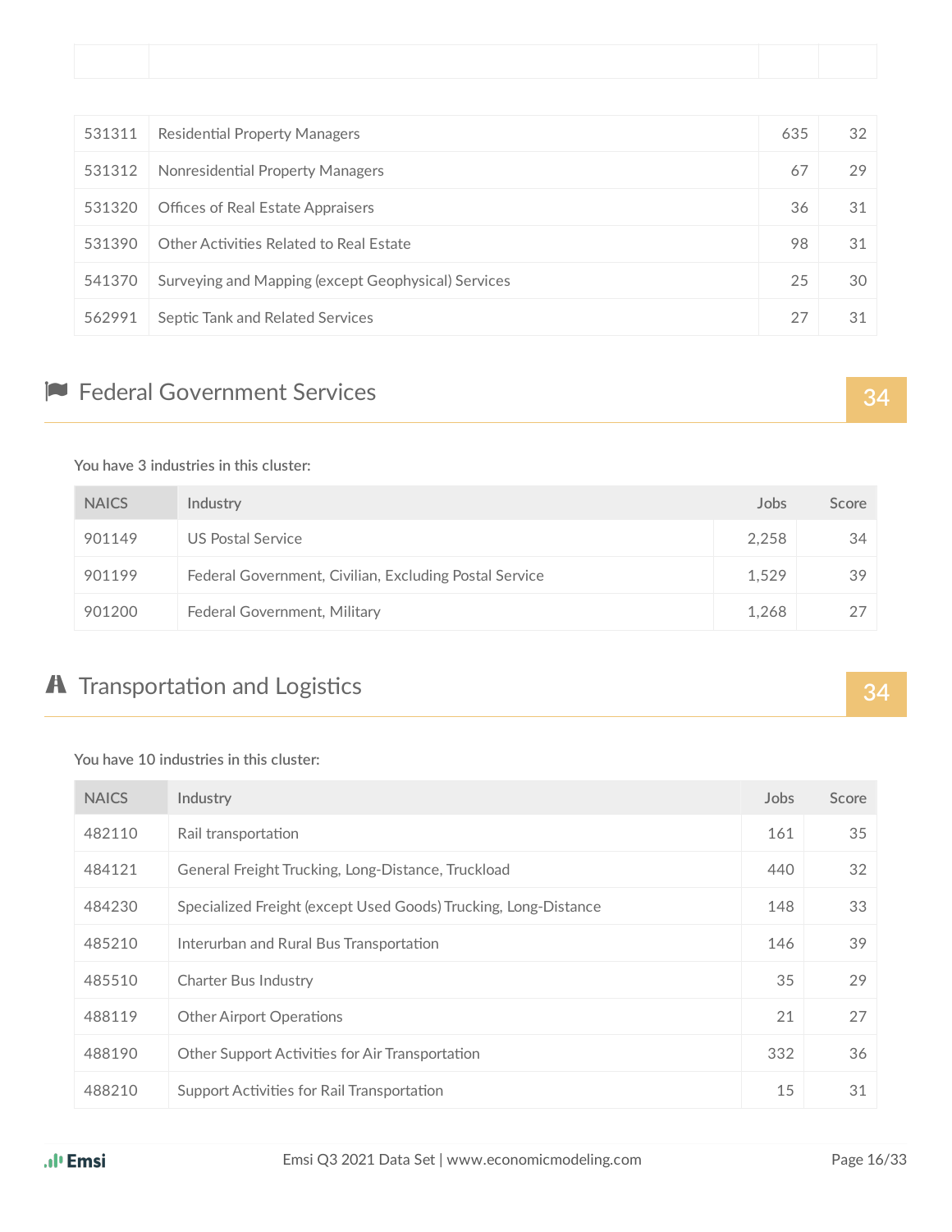| | | | |
|---|---|---|---|
| 531311 | Residential Property Managers | 635 | 32 |
| 531312 | Nonresidential Property Managers | 67 | 29 |
| 531320 | Offices of Real Estate Appraisers | 36 | 31 |
| 531390 | Other Activities Related to Real Estate | 98 | 31 |
| 541370 | Surveying and Mapping (except Geophysical) Services | 25 | 30 |
| 562991 | Septic Tank and Related Services | 27 | 31 |

## Federal Government Services

34

You have 3 industries in this cluster:

| NAICS | Industry | Jobs | Score |
|---|---|---|---|
| 901149 | US Postal Service | 2,258 | 34 |
| 901199 | Federal Government, Civilian, Excluding Postal Service | 1,529 | 39 |
| 901200 | Federal Government, Military | 1,268 | 27 |

## Transportation and Logistics

34

You have 10 industries in this cluster:

| NAICS | Industry | Jobs | Score |
|---|---|---|---|
| 482110 | Rail transportation | 161 | 35 |
| 484121 | General Freight Trucking, Long-Distance, Truckload | 440 | 32 |
| 484230 | Specialized Freight (except Used Goods) Trucking, Long-Distance | 148 | 33 |
| 485210 | Interurban and Rural Bus Transportation | 146 | 39 |
| 485510 | Charter Bus Industry | 35 | 29 |
| 488119 | Other Airport Operations | 21 | 27 |
| 488190 | Other Support Activities for Air Transportation | 332 | 36 |
| 488210 | Support Activities for Rail Transportation | 15 | 31 |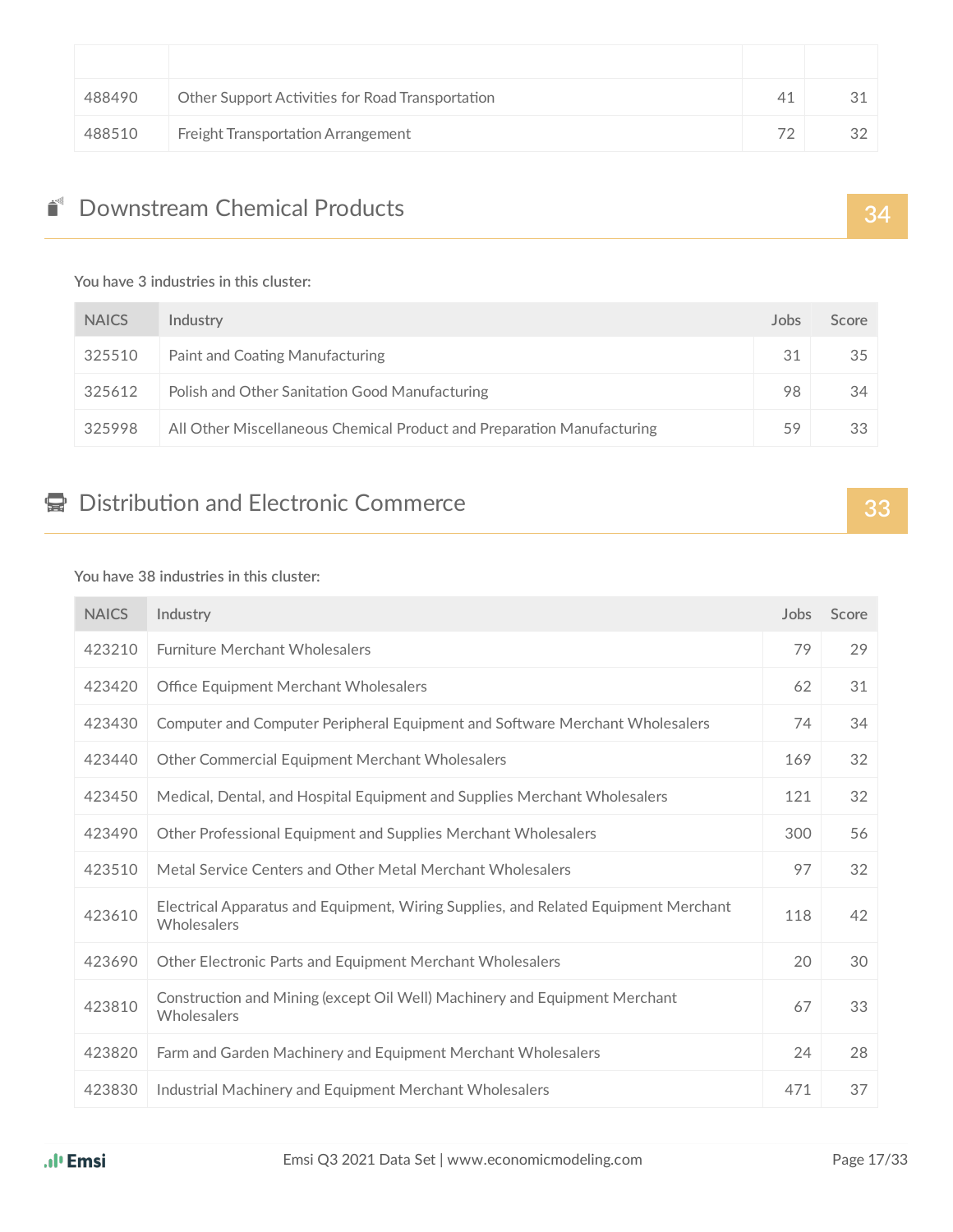| | | | |
|---|---|---|---|
| 488490 | Other Support Activities for Road Transportation | 41 | 31 |
| 488510 | Freight Transportation Arrangement | 72 | 32 |

## Downstream Chemical Products

34

You have 3 industries in this cluster:

| NAICS | Industry | Jobs | Score |
|---|---|---|---|
| 325510 | Paint and Coating Manufacturing | 31 | 35 |
| 325612 | Polish and Other Sanitation Good Manufacturing | 98 | 34 |
| 325998 | All Other Miscellaneous Chemical Product and Preparation Manufacturing | 59 | 33 |

## Distribution and Electronic Commerce

33

You have 38 industries in this cluster:

| NAICS | Industry | Jobs | Score |
|---|---|---|---|
| 423210 | Furniture Merchant Wholesalers | 79 | 29 |
| 423420 | Office Equipment Merchant Wholesalers | 62 | 31 |
| 423430 | Computer and Computer Peripheral Equipment and Software Merchant Wholesalers | 74 | 34 |
| 423440 | Other Commercial Equipment Merchant Wholesalers | 169 | 32 |
| 423450 | Medical, Dental, and Hospital Equipment and Supplies Merchant Wholesalers | 121 | 32 |
| 423490 | Other Professional Equipment and Supplies Merchant Wholesalers | 300 | 56 |
| 423510 | Metal Service Centers and Other Metal Merchant Wholesalers | 97 | 32 |
| 423610 | Electrical Apparatus and Equipment, Wiring Supplies, and Related Equipment Merchant Wholesalers | 118 | 42 |
| 423690 | Other Electronic Parts and Equipment Merchant Wholesalers | 20 | 30 |
| 423810 | Construction and Mining (except Oil Well) Machinery and Equipment Merchant Wholesalers | 67 | 33 |
| 423820 | Farm and Garden Machinery and Equipment Merchant Wholesalers | 24 | 28 |
| 423830 | Industrial Machinery and Equipment Merchant Wholesalers | 471 | 37 |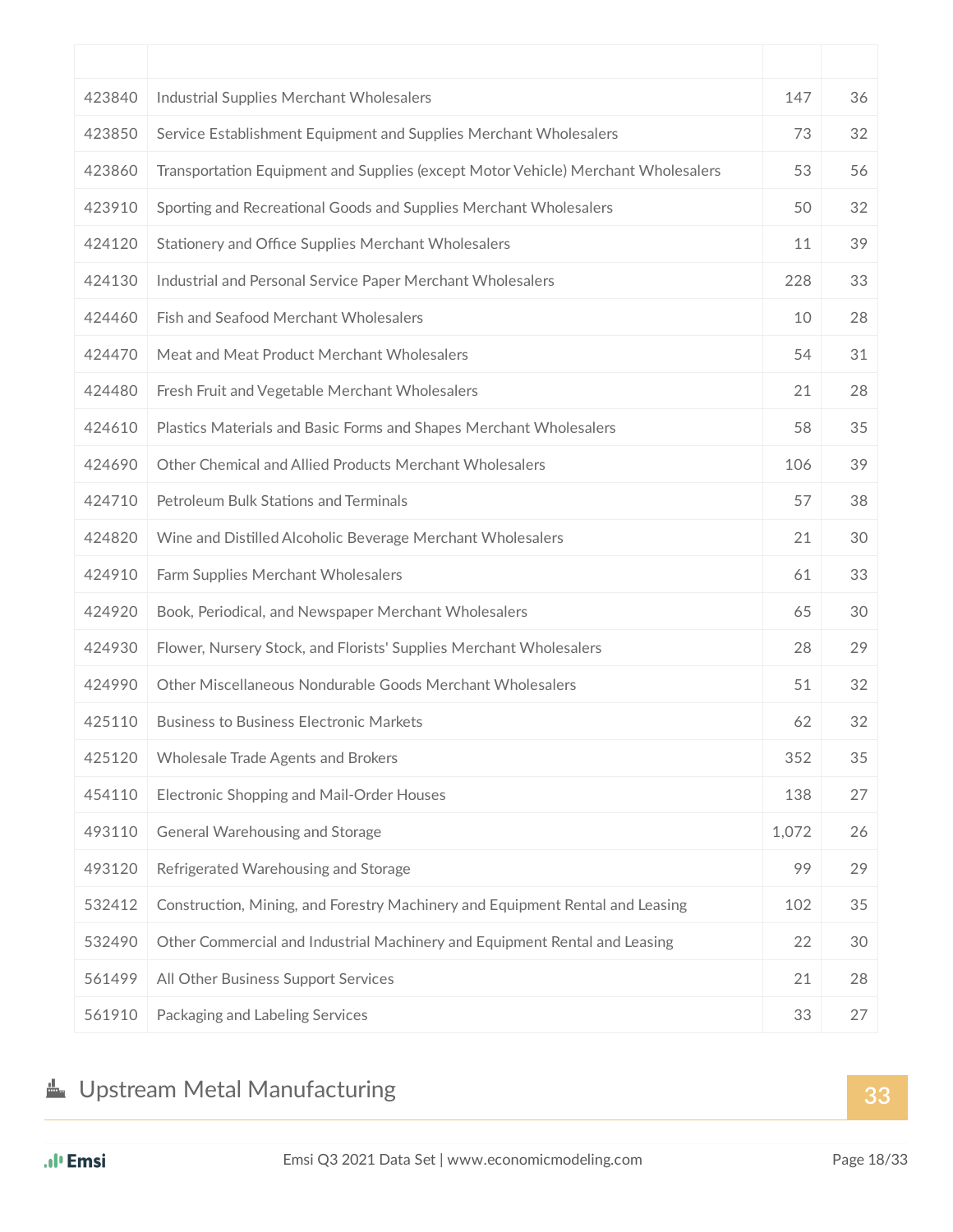| | | | |
|---|---|---|---|
| 423840 | Industrial Supplies Merchant Wholesalers | 147 | 36 |
| 423850 | Service Establishment Equipment and Supplies Merchant Wholesalers | 73 | 32 |
| 423860 | Transportation Equipment and Supplies (except Motor Vehicle) Merchant Wholesalers | 53 | 56 |
| 423910 | Sporting and Recreational Goods and Supplies Merchant Wholesalers | 50 | 32 |
| 424120 | Stationery and Office Supplies Merchant Wholesalers | 11 | 39 |
| 424130 | Industrial and Personal Service Paper Merchant Wholesalers | 228 | 33 |
| 424460 | Fish and Seafood Merchant Wholesalers | 10 | 28 |
| 424470 | Meat and Meat Product Merchant Wholesalers | 54 | 31 |
| 424480 | Fresh Fruit and Vegetable Merchant Wholesalers | 21 | 28 |
| 424610 | Plastics Materials and Basic Forms and Shapes Merchant Wholesalers | 58 | 35 |
| 424690 | Other Chemical and Allied Products Merchant Wholesalers | 106 | 39 |
| 424710 | Petroleum Bulk Stations and Terminals | 57 | 38 |
| 424820 | Wine and Distilled Alcoholic Beverage Merchant Wholesalers | 21 | 30 |
| 424910 | Farm Supplies Merchant Wholesalers | 61 | 33 |
| 424920 | Book, Periodical, and Newspaper Merchant Wholesalers | 65 | 30 |
| 424930 | Flower, Nursery Stock, and Florists' Supplies Merchant Wholesalers | 28 | 29 |
| 424990 | Other Miscellaneous Nondurable Goods Merchant Wholesalers | 51 | 32 |
| 425110 | Business to Business Electronic Markets | 62 | 32 |
| 425120 | Wholesale Trade Agents and Brokers | 352 | 35 |
| 454110 | Electronic Shopping and Mail-Order Houses | 138 | 27 |
| 493110 | General Warehousing and Storage | 1,072 | 26 |
| 493120 | Refrigerated Warehousing and Storage | 99 | 29 |
| 532412 | Construction, Mining, and Forestry Machinery and Equipment Rental and Leasing | 102 | 35 |
| 532490 | Other Commercial and Industrial Machinery and Equipment Rental and Leasing | 22 | 30 |
| 561499 | All Other Business Support Services | 21 | 28 |
| 561910 | Packaging and Labeling Services | 33 | 27 |

## Upstream Metal Manufacturing

33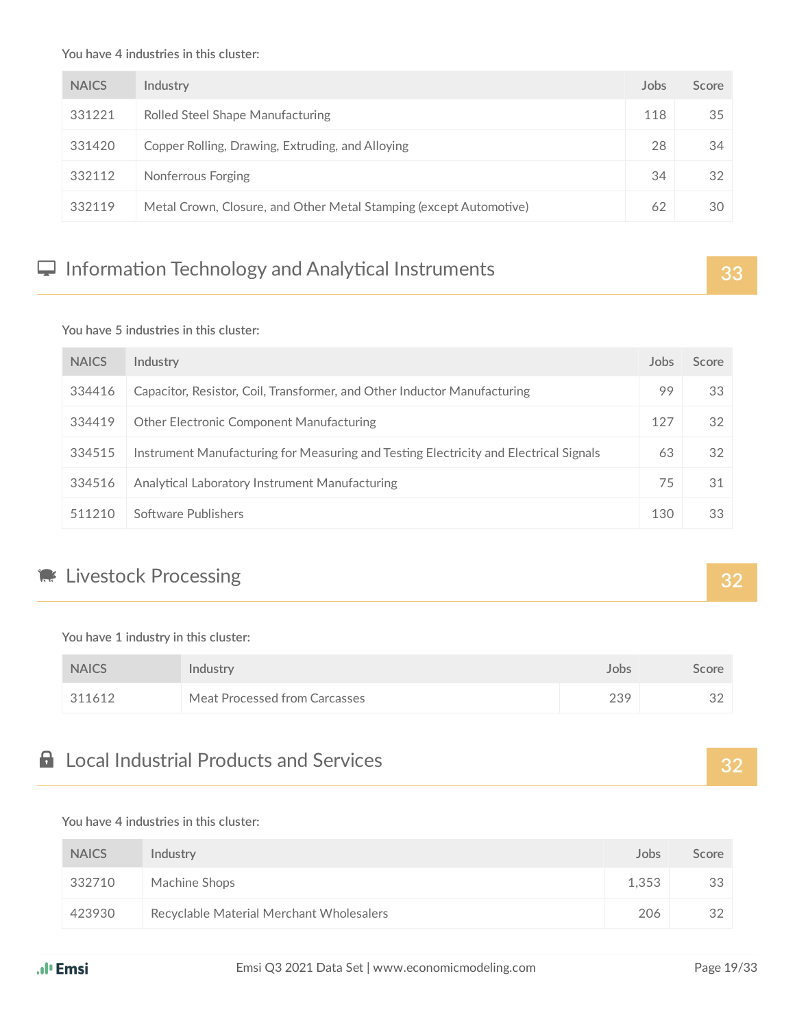You have 4 industries in this cluster:

| NAICS | Industry | Jobs | Score |
|---|---|---|---|
| 331221 | Rolled Steel Shape Manufacturing | 118 | 35 |
| 331420 | Copper Rolling, Drawing, Extruding, and Alloying | 28 | 34 |
| 332112 | Nonferrous Forging | 34 | 32 |
| 332119 | Metal Crown, Closure, and Other Metal Stamping (except Automotive) | 62 | 30 |

## Information Technology and Analytical Instruments

33

You have 5 industries in this cluster:

| NAICS | Industry | Jobs | Score |
|---|---|---|---|
| 334416 | Capacitor, Resistor, Coil, Transformer, and Other Inductor Manufacturing | 99 | 33 |
| 334419 | Other Electronic Component Manufacturing | 127 | 32 |
| 334515 | Instrument Manufacturing for Measuring and Testing Electricity and Electrical Signals | 63 | 32 |
| 334516 | Analytical Laboratory Instrument Manufacturing | 75 | 31 |
| 511210 | Software Publishers | 130 | 33 |

## Livestock Processing

32

You have 1 industry in this cluster:

| NAICS | Industry | Jobs | Score |
|---|---|---|---|
| 311612 | Meat Processed from Carcasses | 239 | 32 |

## Local Industrial Products and Services

32

You have 4 industries in this cluster:

| NAICS | Industry | Jobs | Score |
|---|---|---|---|
| 332710 | Machine Shops | 1,353 | 33 |
| 423930 | Recyclable Material Merchant Wholesalers | 206 | 32 |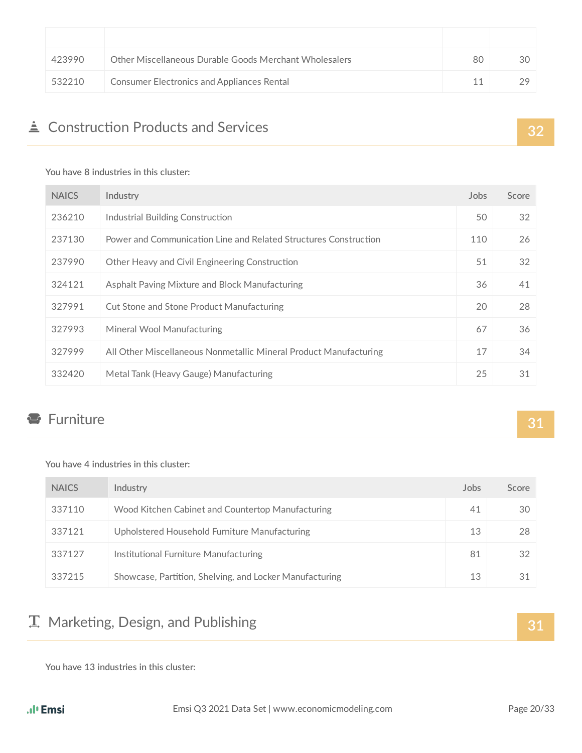| | | | |
|---|---|---|---|
| 423990 | Other Miscellaneous Durable Goods Merchant Wholesalers | 80 | 30 |
| 532210 | Consumer Electronics and Appliances Rental | 11 | 29 |

## Construction Products and Services

32

You have 8 industries in this cluster:

| NAICS | Industry | Jobs | Score |
|---|---|---|---|
| 236210 | Industrial Building Construction | 50 | 32 |
| 237130 | Power and Communication Line and Related Structures Construction | 110 | 26 |
| 237990 | Other Heavy and Civil Engineering Construction | 51 | 32 |
| 324121 | Asphalt Paving Mixture and Block Manufacturing | 36 | 41 |
| 327991 | Cut Stone and Stone Product Manufacturing | 20 | 28 |
| 327993 | Mineral Wool Manufacturing | 67 | 36 |
| 327999 | All Other Miscellaneous Nonmetallic Mineral Product Manufacturing | 17 | 34 |
| 332420 | Metal Tank (Heavy Gauge) Manufacturing | 25 | 31 |

## Furniture

31

You have 4 industries in this cluster:

| NAICS | Industry | Jobs | Score |
|---|---|---|---|
| 337110 | Wood Kitchen Cabinet and Countertop Manufacturing | 41 | 30 |
| 337121 | Upholstered Household Furniture Manufacturing | 13 | 28 |
| 337127 | Institutional Furniture Manufacturing | 81 | 32 |
| 337215 | Showcase, Partition, Shelving, and Locker Manufacturing | 13 | 31 |

## Marketing, Design, and Publishing

31

You have 13 industries in this cluster: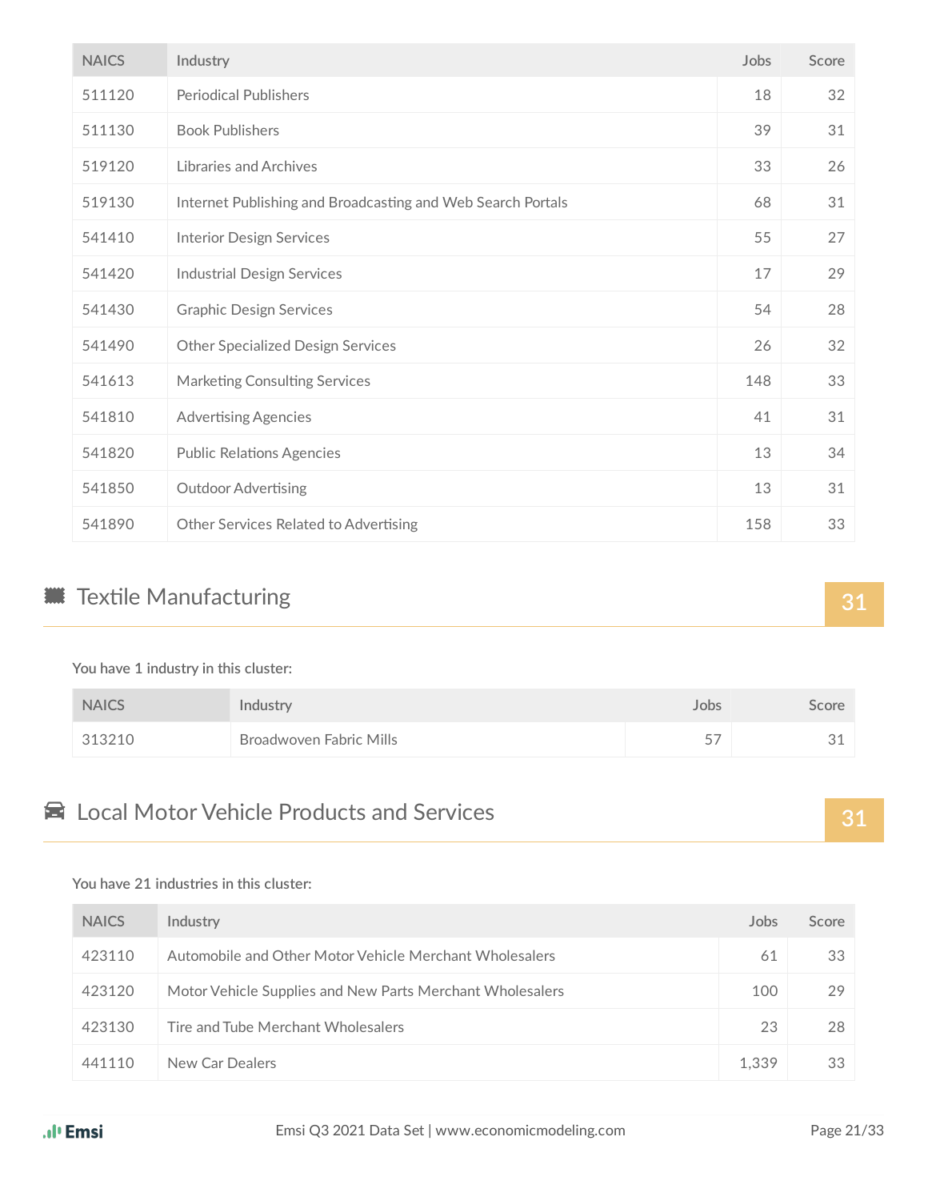| NAICS | Industry | Jobs | Score |
|---|---|---|---|
| 511120 | Periodical Publishers | 18 | 32 |
| 511130 | Book Publishers | 39 | 31 |
| 519120 | Libraries and Archives | 33 | 26 |
| 519130 | Internet Publishing and Broadcasting and Web Search Portals | 68 | 31 |
| 541410 | Interior Design Services | 55 | 27 |
| 541420 | Industrial Design Services | 17 | 29 |
| 541430 | Graphic Design Services | 54 | 28 |
| 541490 | Other Specialized Design Services | 26 | 32 |
| 541613 | Marketing Consulting Services | 148 | 33 |
| 541810 | Advertising Agencies | 41 | 31 |
| 541820 | Public Relations Agencies | 13 | 34 |
| 541850 | Outdoor Advertising | 13 | 31 |
| 541890 | Other Services Related to Advertising | 158 | 33 |

## Textile Manufacturing

**31**

You have 1 industry in this cluster:

| NAICS | Industry | Jobs | Score |
|---|---|---|---|
| 313210 | Broadwoven Fabric Mills | 57 | 31 |

## Local Motor Vehicle Products and Services

**31**

You have 21 industries in this cluster:

| NAICS | Industry | Jobs | Score |
|---|---|---|---|
| 423110 | Automobile and Other Motor Vehicle Merchant Wholesalers | 61 | 33 |
| 423120 | Motor Vehicle Supplies and New Parts Merchant Wholesalers | 100 | 29 |
| 423130 | Tire and Tube Merchant Wholesalers | 23 | 28 |
| 441110 | New Car Dealers | 1,339 | 33 |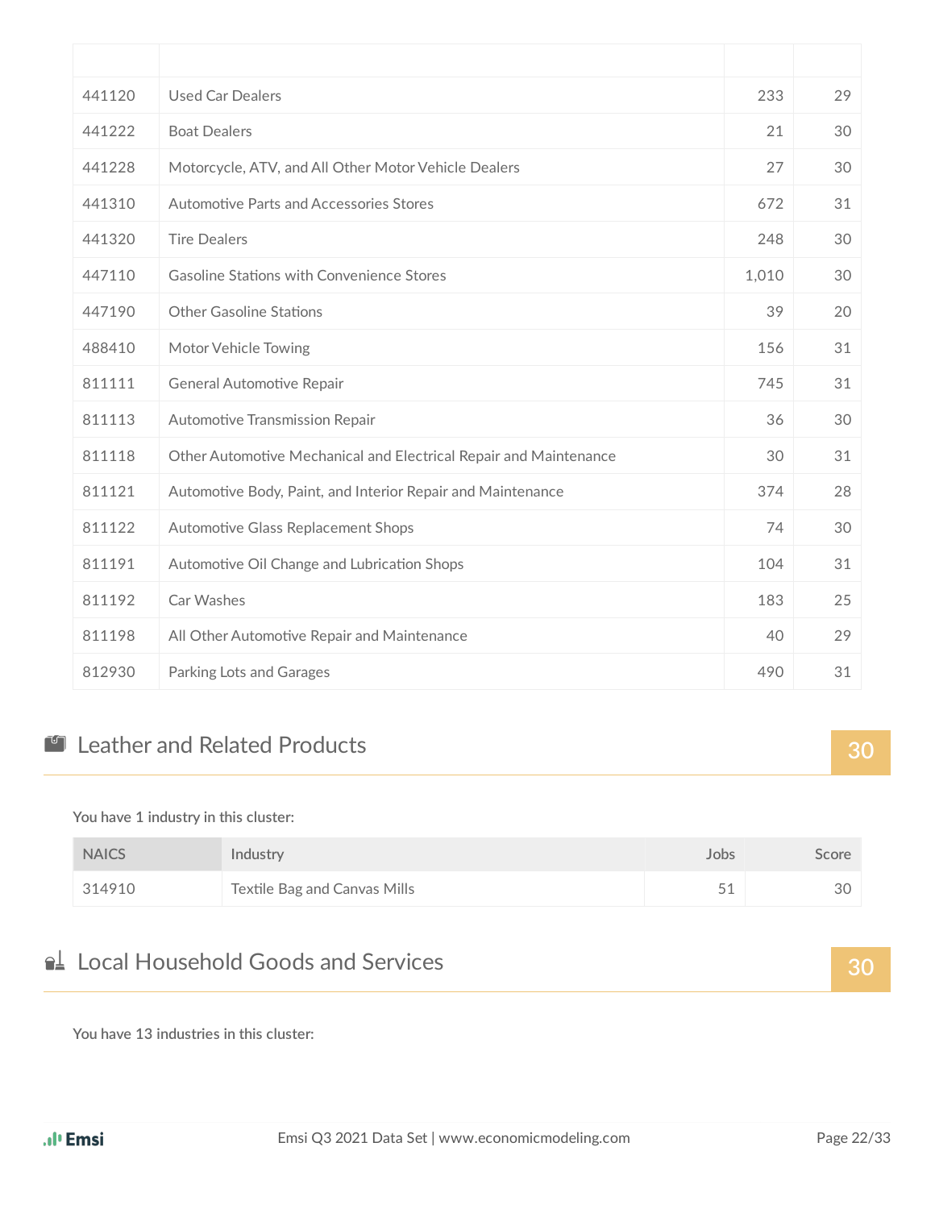| | | | |
|---|---|---|---|
| 441120 | Used Car Dealers | 233 | 29 |
| 441222 | Boat Dealers | 21 | 30 |
| 441228 | Motorcycle, ATV, and All Other Motor Vehicle Dealers | 27 | 30 |
| 441310 | Automotive Parts and Accessories Stores | 672 | 31 |
| 441320 | Tire Dealers | 248 | 30 |
| 447110 | Gasoline Stations with Convenience Stores | 1,010 | 30 |
| 447190 | Other Gasoline Stations | 39 | 20 |
| 488410 | Motor Vehicle Towing | 156 | 31 |
| 811111 | General Automotive Repair | 745 | 31 |
| 811113 | Automotive Transmission Repair | 36 | 30 |
| 811118 | Other Automotive Mechanical and Electrical Repair and Maintenance | 30 | 31 |
| 811121 | Automotive Body, Paint, and Interior Repair and Maintenance | 374 | 28 |
| 811122 | Automotive Glass Replacement Shops | 74 | 30 |
| 811191 | Automotive Oil Change and Lubrication Shops | 104 | 31 |
| 811192 | Car Washes | 183 | 25 |
| 811198 | All Other Automotive Repair and Maintenance | 40 | 29 |
| 812930 | Parking Lots and Garages | 490 | 31 |

## Leather and Related Products 30

You have 1 industry in this cluster:

| NAICS | Industry | Jobs | Score |
|---|---|---|---|
| 314910 | Textile Bag and Canvas Mills | 51 | 30 |

## Local Household Goods and Services 30

You have 13 industries in this cluster: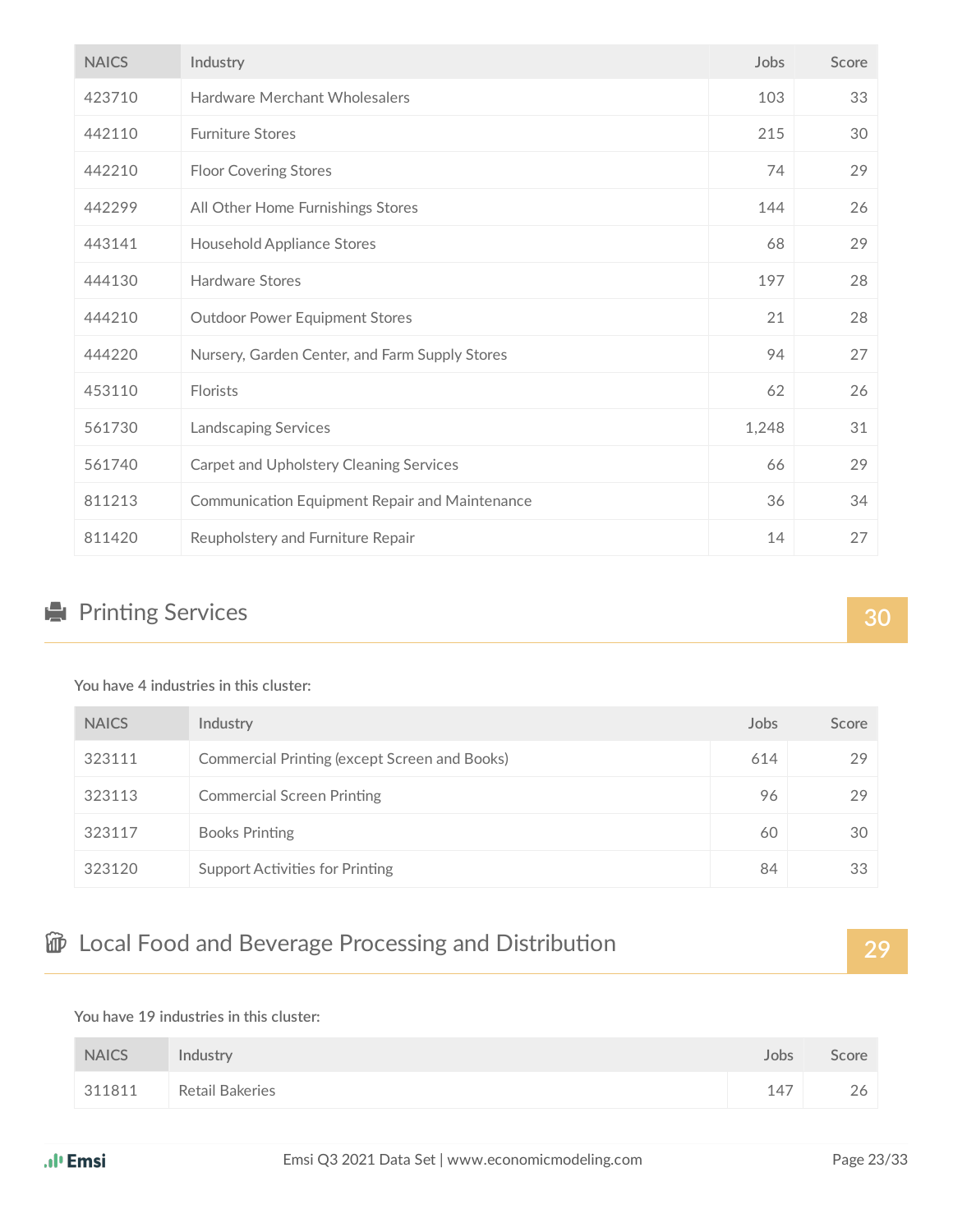| NAICS | Industry | Jobs | Score |
|---|---|---|---|
| 423710 | Hardware Merchant Wholesalers | 103 | 33 |
| 442110 | Furniture Stores | 215 | 30 |
| 442210 | Floor Covering Stores | 74 | 29 |
| 442299 | All Other Home Furnishings Stores | 144 | 26 |
| 443141 | Household Appliance Stores | 68 | 29 |
| 444130 | Hardware Stores | 197 | 28 |
| 444210 | Outdoor Power Equipment Stores | 21 | 28 |
| 444220 | Nursery, Garden Center, and Farm Supply Stores | 94 | 27 |
| 453110 | Florists | 62 | 26 |
| 561730 | Landscaping Services | 1,248 | 31 |
| 561740 | Carpet and Upholstery Cleaning Services | 66 | 29 |
| 811213 | Communication Equipment Repair and Maintenance | 36 | 34 |
| 811420 | Reupholstery and Furniture Repair | 14 | 27 |

## Printing Services

**30**

You have 4 industries in this cluster:

| NAICS | Industry | Jobs | Score |
|---|---|---|---|
| 323111 | Commercial Printing (except Screen and Books) | 614 | 29 |
| 323113 | Commercial Screen Printing | 96 | 29 |
| 323117 | Books Printing | 60 | 30 |
| 323120 | Support Activities for Printing | 84 | 33 |

## Local Food and Beverage Processing and Distribution

**29**

You have 19 industries in this cluster:

| NAICS | Industry | Jobs | Score |
|---|---|---|---|
| 311811 | Retail Bakeries | 147 | 26 |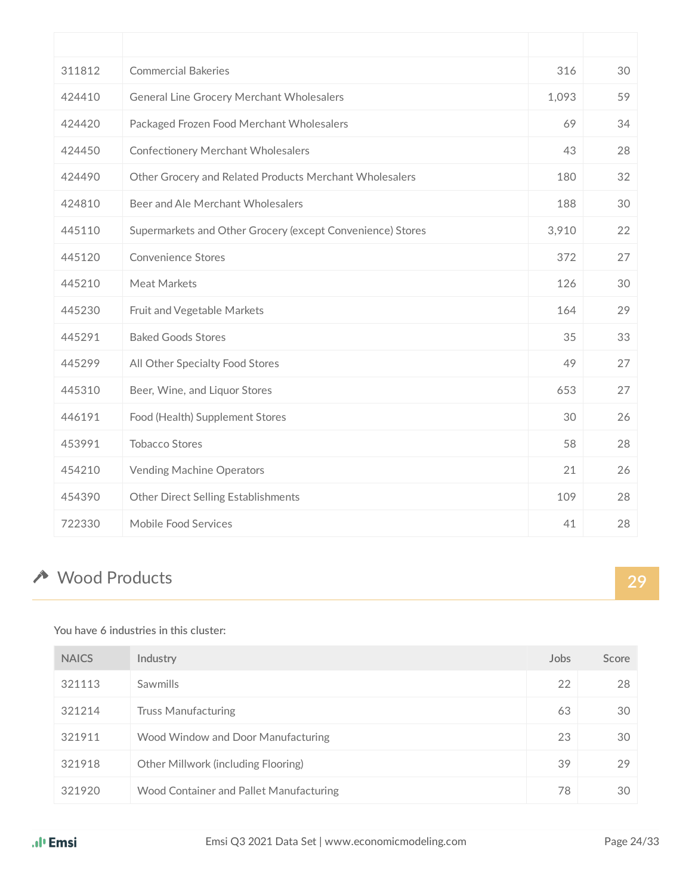| | | | |
|---|---|---|---|
| 311812 | Commercial Bakeries | 316 | 30 |
| 424410 | General Line Grocery Merchant Wholesalers | 1,093 | 59 |
| 424420 | Packaged Frozen Food Merchant Wholesalers | 69 | 34 |
| 424450 | Confectionery Merchant Wholesalers | 43 | 28 |
| 424490 | Other Grocery and Related Products Merchant Wholesalers | 180 | 32 |
| 424810 | Beer and Ale Merchant Wholesalers | 188 | 30 |
| 445110 | Supermarkets and Other Grocery (except Convenience) Stores | 3,910 | 22 |
| 445120 | Convenience Stores | 372 | 27 |
| 445210 | Meat Markets | 126 | 30 |
| 445230 | Fruit and Vegetable Markets | 164 | 29 |
| 445291 | Baked Goods Stores | 35 | 33 |
| 445299 | All Other Specialty Food Stores | 49 | 27 |
| 445310 | Beer, Wine, and Liquor Stores | 653 | 27 |
| 446191 | Food (Health) Supplement Stores | 30 | 26 |
| 453991 | Tobacco Stores | 58 | 28 |
| 454210 | Vending Machine Operators | 21 | 26 |
| 454390 | Other Direct Selling Establishments | 109 | 28 |
| 722330 | Mobile Food Services | 41 | 28 |

## Wood Products

**29**

You have 6 industries in this cluster:

| NAICS | Industry | Jobs | Score |
|---|---|---|---|
| 321113 | Sawmills | 22 | 28 |
| 321214 | Truss Manufacturing | 63 | 30 |
| 321911 | Wood Window and Door Manufacturing | 23 | 30 |
| 321918 | Other Millwork (including Flooring) | 39 | 29 |
| 321920 | Wood Container and Pallet Manufacturing | 78 | 30 |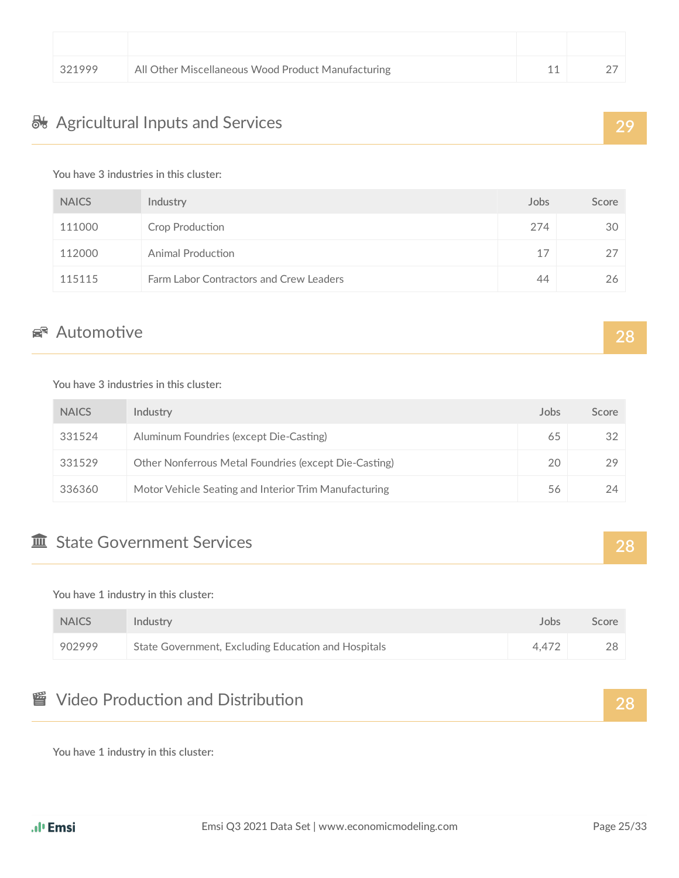| | | | |
|---|---|---|---|
| 321999 | All Other Miscellaneous Wood Product Manufacturing | 11 | 27 |

## Agricultural Inputs and Services

**29**

You have 3 industries in this cluster:

| NAICS | Industry | Jobs | Score |
|---|---|---|---|
| 111000 | Crop Production | 274 | 30 |
| 112000 | Animal Production | 17 | 27 |
| 115115 | Farm Labor Contractors and Crew Leaders | 44 | 26 |

## Automotive

**28**

You have 3 industries in this cluster:

| NAICS | Industry | Jobs | Score |
|---|---|---|---|
| 331524 | Aluminum Foundries (except Die-Casting) | 65 | 32 |
| 331529 | Other Nonferrous Metal Foundries (except Die-Casting) | 20 | 29 |
| 336360 | Motor Vehicle Seating and Interior Trim Manufacturing | 56 | 24 |

## State Government Services

**28**

You have 1 industry in this cluster:

| NAICS | Industry | Jobs | Score |
|---|---|---|---|
| 902999 | State Government, Excluding Education and Hospitals | 4,472 | 28 |

## Video Production and Distribution

**28**

You have 1 industry in this cluster: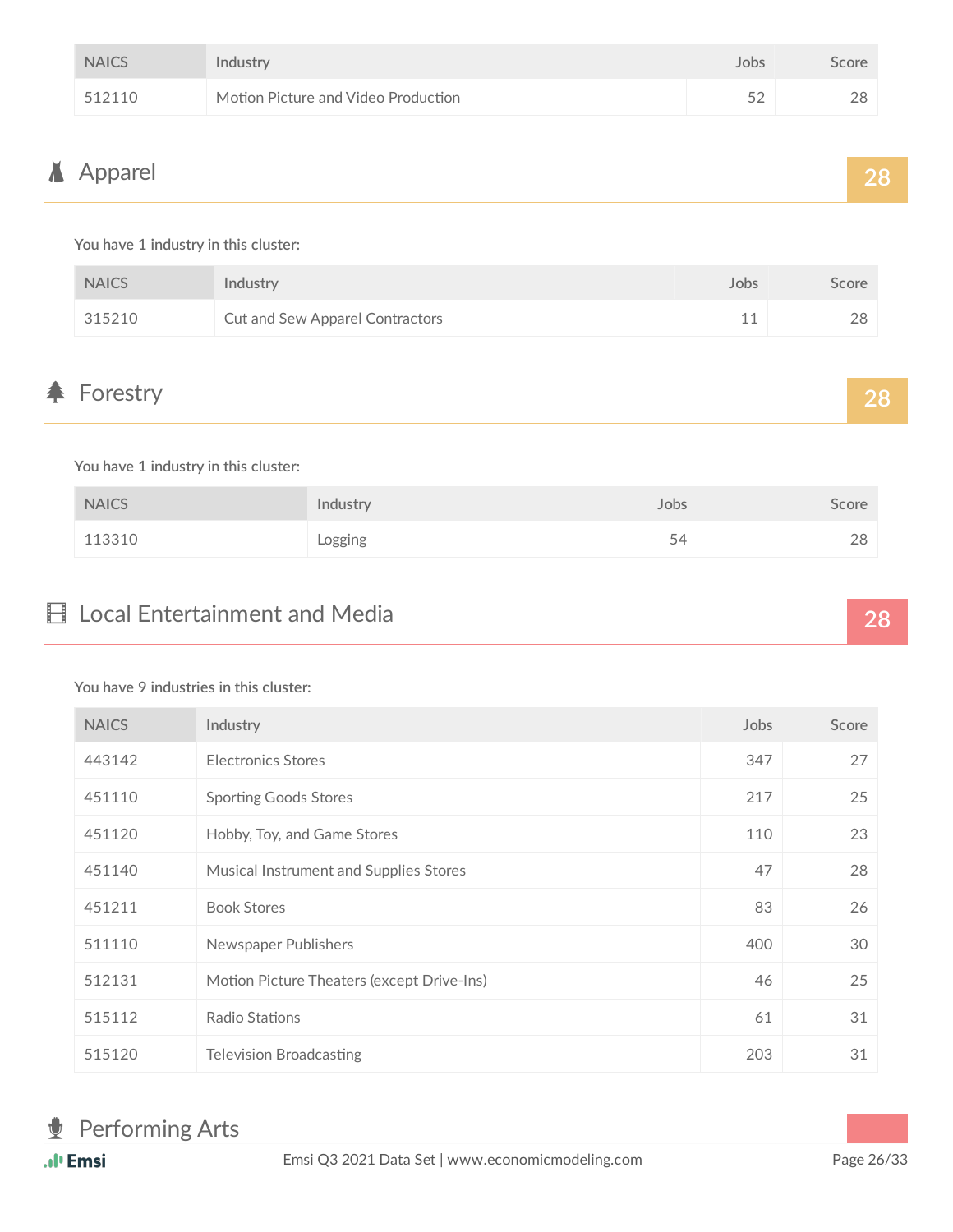| NAICS | Industry | Jobs | Score |
|---|---|---|---|
| 512110 | Motion Picture and Video Production | 52 | 28 |

## Apparel

28

You have 1 industry in this cluster:

| NAICS | Industry | Jobs | Score |
|---|---|---|---|
| 315210 | Cut and Sew Apparel Contractors | 11 | 28 |

## Forestry

28

You have 1 industry in this cluster:

| NAICS | Industry | Jobs | Score |
|---|---|---|---|
| 113310 | Logging | 54 | 28 |

## Local Entertainment and Media

28

You have 9 industries in this cluster:

| NAICS | Industry | Jobs | Score |
|---|---|---|---|
| 443142 | Electronics Stores | 347 | 27 |
| 451110 | Sporting Goods Stores | 217 | 25 |
| 451120 | Hobby, Toy, and Game Stores | 110 | 23 |
| 451140 | Musical Instrument and Supplies Stores | 47 | 28 |
| 451211 | Book Stores | 83 | 26 |
| 511110 | Newspaper Publishers | 400 | 30 |
| 512131 | Motion Picture Theaters (except Drive-Ins) | 46 | 25 |
| 515112 | Radio Stations | 61 | 31 |
| 515120 | Television Broadcasting | 203 | 31 |

## Performing Arts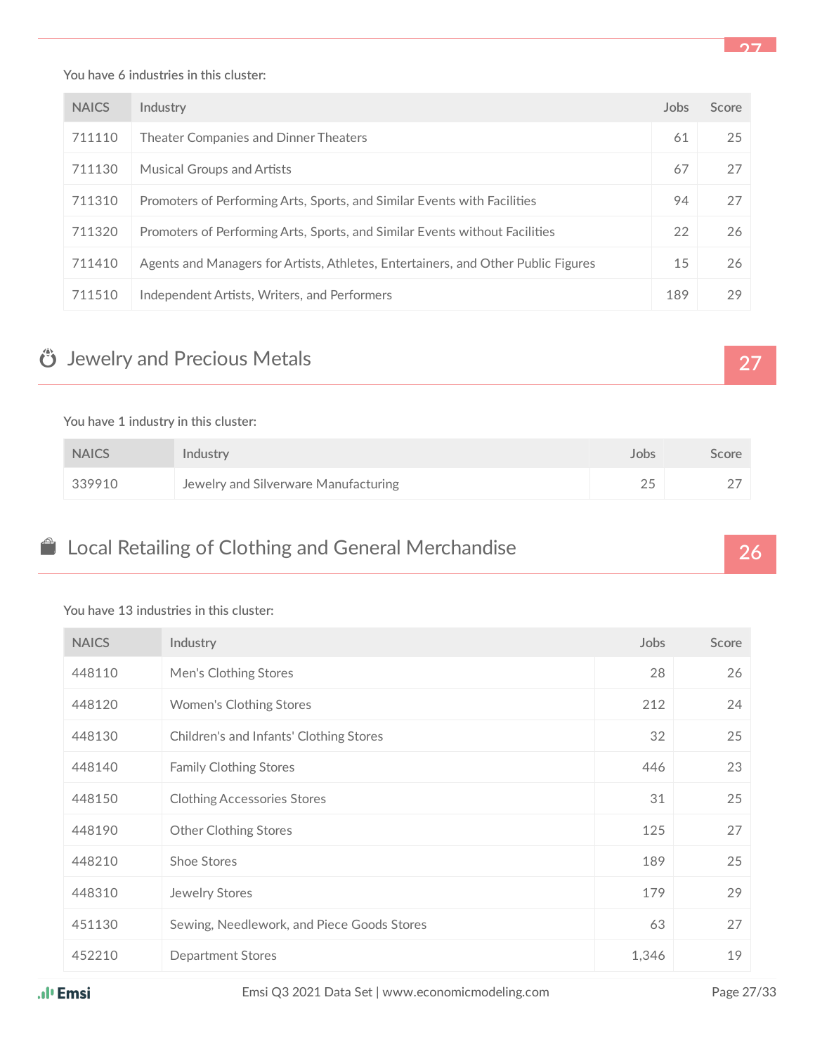You have 6 industries in this cluster:

| NAICS | Industry | Jobs | Score |
|---|---|---|---|
| 711110 | Theater Companies and Dinner Theaters | 61 | 25 |
| 711130 | Musical Groups and Artists | 67 | 27 |
| 711310 | Promoters of Performing Arts, Sports, and Similar Events with Facilities | 94 | 27 |
| 711320 | Promoters of Performing Arts, Sports, and Similar Events without Facilities | 22 | 26 |
| 711410 | Agents and Managers for Artists, Athletes, Entertainers, and Other Public Figures | 15 | 26 |
| 711510 | Independent Artists, Writers, and Performers | 189 | 29 |

## Jewelry and Precious Metals

27

You have 1 industry in this cluster:

| NAICS | Industry | Jobs | Score |
|---|---|---|---|
| 339910 | Jewelry and Silverware Manufacturing | 25 | 27 |

## Local Retailing of Clothing and General Merchandise

26

You have 13 industries in this cluster:

| NAICS | Industry | Jobs | Score |
|---|---|---|---|
| 448110 | Men's Clothing Stores | 28 | 26 |
| 448120 | Women's Clothing Stores | 212 | 24 |
| 448130 | Children's and Infants' Clothing Stores | 32 | 25 |
| 448140 | Family Clothing Stores | 446 | 23 |
| 448150 | Clothing Accessories Stores | 31 | 25 |
| 448190 | Other Clothing Stores | 125 | 27 |
| 448210 | Shoe Stores | 189 | 25 |
| 448310 | Jewelry Stores | 179 | 29 |
| 451130 | Sewing, Needlework, and Piece Goods Stores | 63 | 27 |
| 452210 | Department Stores | 1,346 | 19 |

Emsi Q3 2021 Data Set | www.economicmodeling.com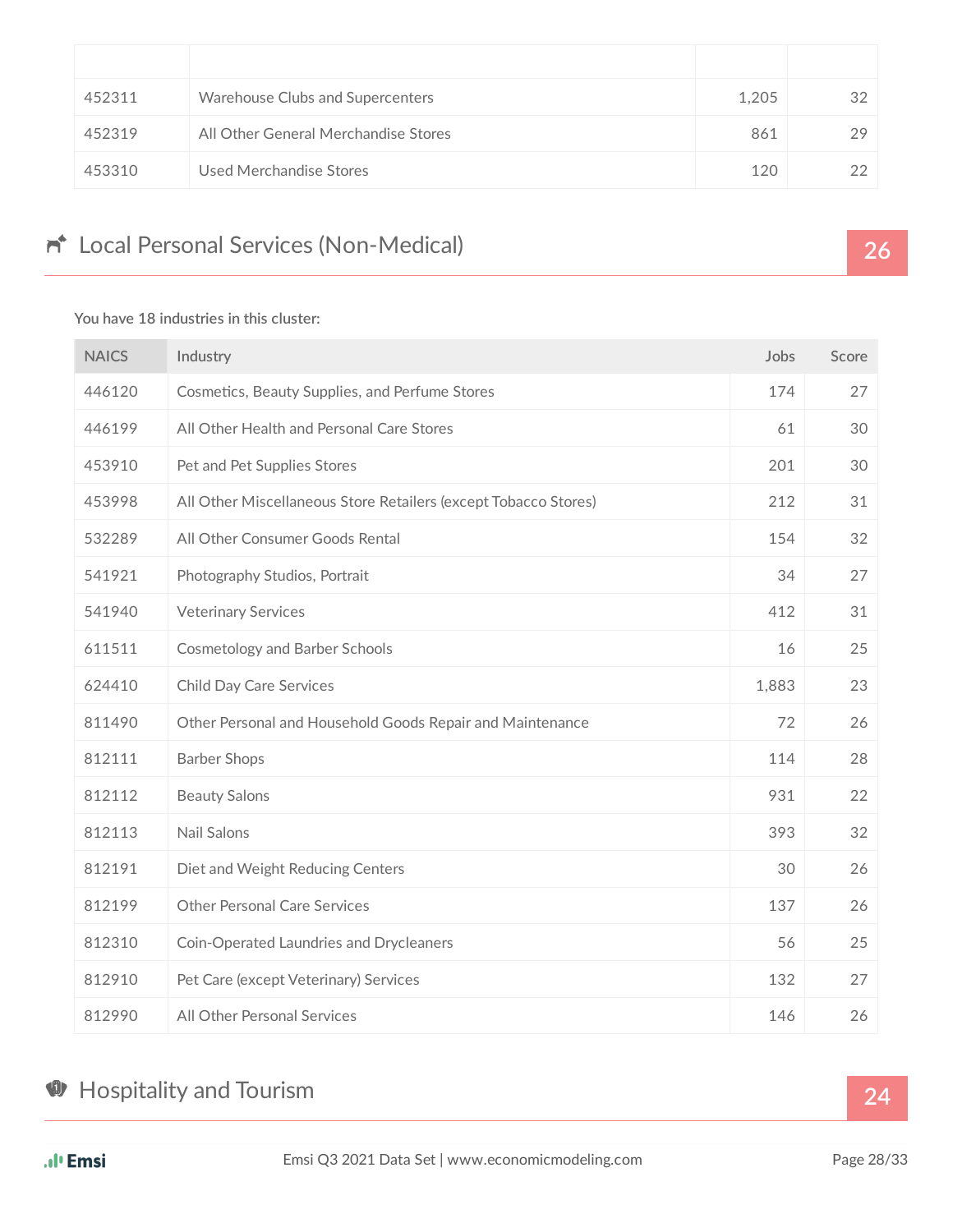| | | | |
|---|---|---|---|
| 452311 | Warehouse Clubs and Supercenters | 1,205 | 32 |
| 452319 | All Other General Merchandise Stores | 861 | 29 |
| 453310 | Used Merchandise Stores | 120 | 22 |

## Local Personal Services (Non-Medical)

**26**

You have 18 industries in this cluster:

| NAICS | Industry | Jobs | Score |
|---|---|---|---|
| 446120 | Cosmetics, Beauty Supplies, and Perfume Stores | 174 | 27 |
| 446199 | All Other Health and Personal Care Stores | 61 | 30 |
| 453910 | Pet and Pet Supplies Stores | 201 | 30 |
| 453998 | All Other Miscellaneous Store Retailers (except Tobacco Stores) | 212 | 31 |
| 532289 | All Other Consumer Goods Rental | 154 | 32 |
| 541921 | Photography Studios, Portrait | 34 | 27 |
| 541940 | Veterinary Services | 412 | 31 |
| 611511 | Cosmetology and Barber Schools | 16 | 25 |
| 624410 | Child Day Care Services | 1,883 | 23 |
| 811490 | Other Personal and Household Goods Repair and Maintenance | 72 | 26 |
| 812111 | Barber Shops | 114 | 28 |
| 812112 | Beauty Salons | 931 | 22 |
| 812113 | Nail Salons | 393 | 32 |
| 812191 | Diet and Weight Reducing Centers | 30 | 26 |
| 812199 | Other Personal Care Services | 137 | 26 |
| 812310 | Coin-Operated Laundries and Drycleaners | 56 | 25 |
| 812910 | Pet Care (except Veterinary) Services | 132 | 27 |
| 812990 | All Other Personal Services | 146 | 26 |

## Hospitality and Tourism

**24**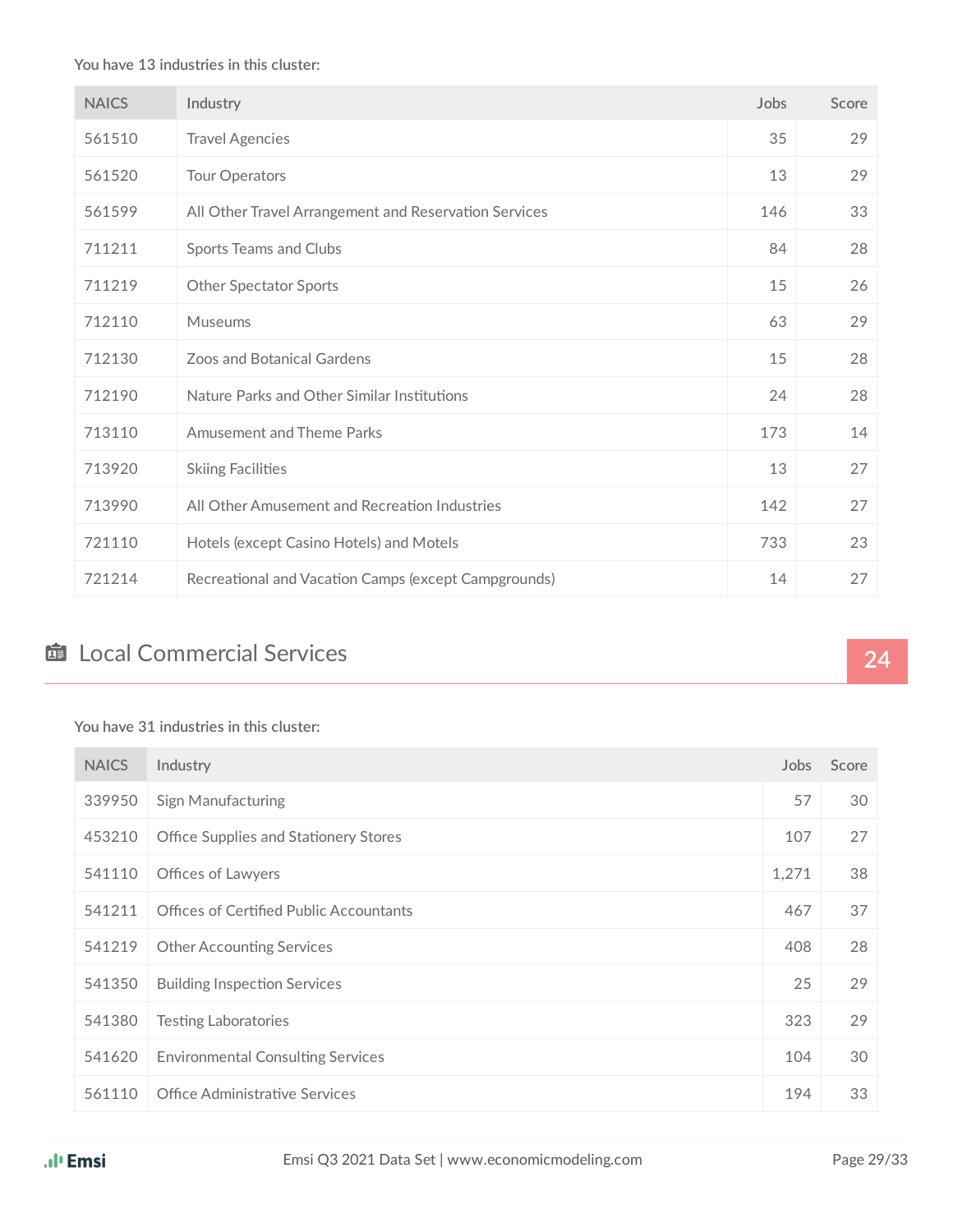You have 13 industries in this cluster:

| NAICS | Industry | Jobs | Score |
|---|---|---|---|
| 561510 | Travel Agencies | 35 | 29 |
| 561520 | Tour Operators | 13 | 29 |
| 561599 | All Other Travel Arrangement and Reservation Services | 146 | 33 |
| 711211 | Sports Teams and Clubs | 84 | 28 |
| 711219 | Other Spectator Sports | 15 | 26 |
| 712110 | Museums | 63 | 29 |
| 712130 | Zoos and Botanical Gardens | 15 | 28 |
| 712190 | Nature Parks and Other Similar Institutions | 24 | 28 |
| 713110 | Amusement and Theme Parks | 173 | 14 |
| 713920 | Skiing Facilities | 13 | 27 |
| 713990 | All Other Amusement and Recreation Industries | 142 | 27 |
| 721110 | Hotels (except Casino Hotels) and Motels | 733 | 23 |
| 721214 | Recreational and Vacation Camps (except Campgrounds) | 14 | 27 |

## Local Commercial Services

24

You have 31 industries in this cluster:

| NAICS | Industry | Jobs | Score |
|---|---|---|---|
| 339950 | Sign Manufacturing | 57 | 30 |
| 453210 | Office Supplies and Stationery Stores | 107 | 27 |
| 541110 | Offices of Lawyers | 1,271 | 38 |
| 541211 | Offices of Certified Public Accountants | 467 | 37 |
| 541219 | Other Accounting Services | 408 | 28 |
| 541350 | Building Inspection Services | 25 | 29 |
| 541380 | Testing Laboratories | 323 | 29 |
| 541620 | Environmental Consulting Services | 104 | 30 |
| 561110 | Office Administrative Services | 194 | 33 |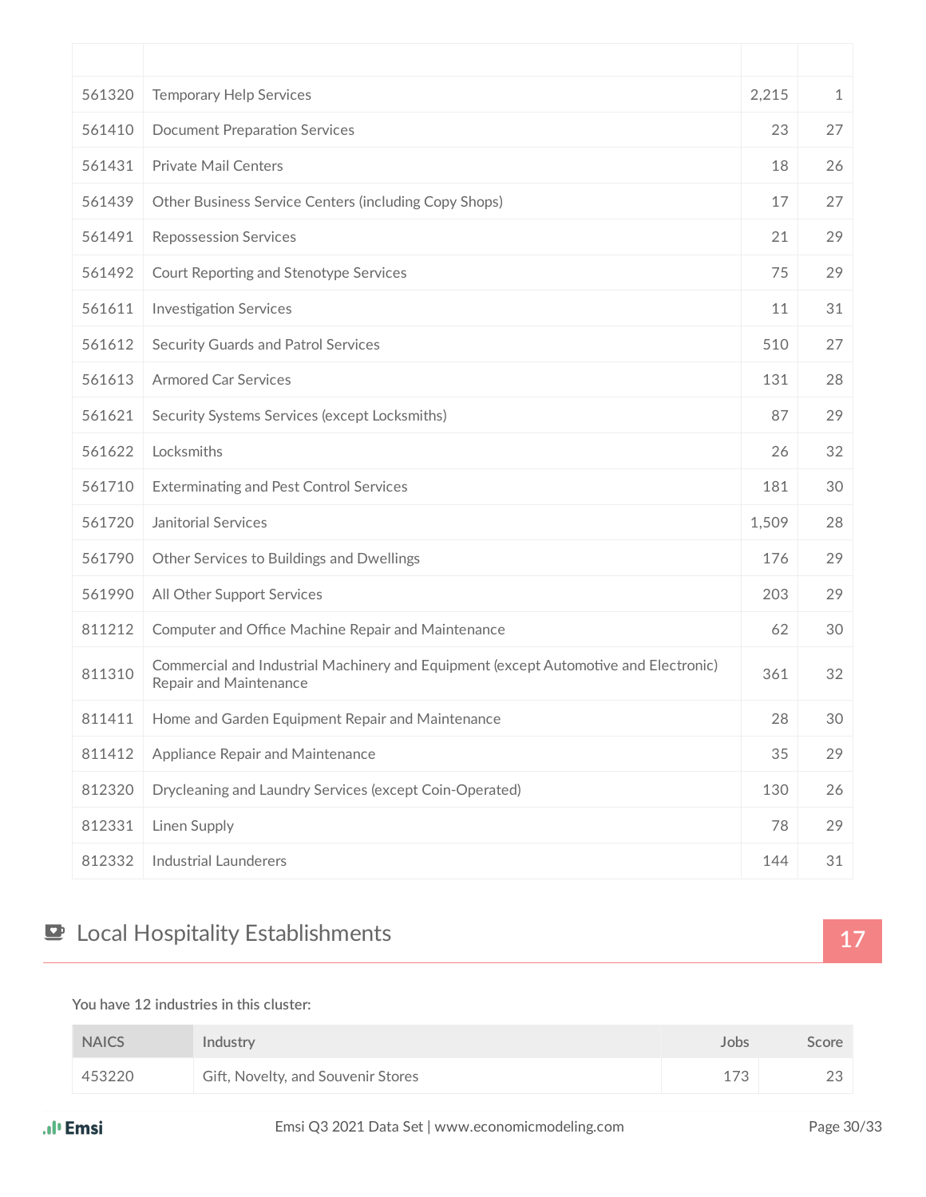| | | | |
|---|---|---|---|
| 561320 | Temporary Help Services | 2,215 | 1 |
| 561410 | Document Preparation Services | 23 | 27 |
| 561431 | Private Mail Centers | 18 | 26 |
| 561439 | Other Business Service Centers (including Copy Shops) | 17 | 27 |
| 561491 | Repossession Services | 21 | 29 |
| 561492 | Court Reporting and Stenotype Services | 75 | 29 |
| 561611 | Investigation Services | 11 | 31 |
| 561612 | Security Guards and Patrol Services | 510 | 27 |
| 561613 | Armored Car Services | 131 | 28 |
| 561621 | Security Systems Services (except Locksmiths) | 87 | 29 |
| 561622 | Locksmiths | 26 | 32 |
| 561710 | Exterminating and Pest Control Services | 181 | 30 |
| 561720 | Janitorial Services | 1,509 | 28 |
| 561790 | Other Services to Buildings and Dwellings | 176 | 29 |
| 561990 | All Other Support Services | 203 | 29 |
| 811212 | Computer and Office Machine Repair and Maintenance | 62 | 30 |
| 811310 | Commercial and Industrial Machinery and Equipment (except Automotive and Electronic) Repair and Maintenance | 361 | 32 |
| 811411 | Home and Garden Equipment Repair and Maintenance | 28 | 30 |
| 811412 | Appliance Repair and Maintenance | 35 | 29 |
| 812320 | Drycleaning and Laundry Services (except Coin-Operated) | 130 | 26 |
| 812331 | Linen Supply | 78 | 29 |
| 812332 | Industrial Launderers | 144 | 31 |

## Local Hospitality Establishments

17

You have 12 industries in this cluster:

| NAICS | Industry | Jobs | Score |
|---|---|---|---|
| 453220 | Gift, Novelty, and Souvenir Stores | 173 | 23 |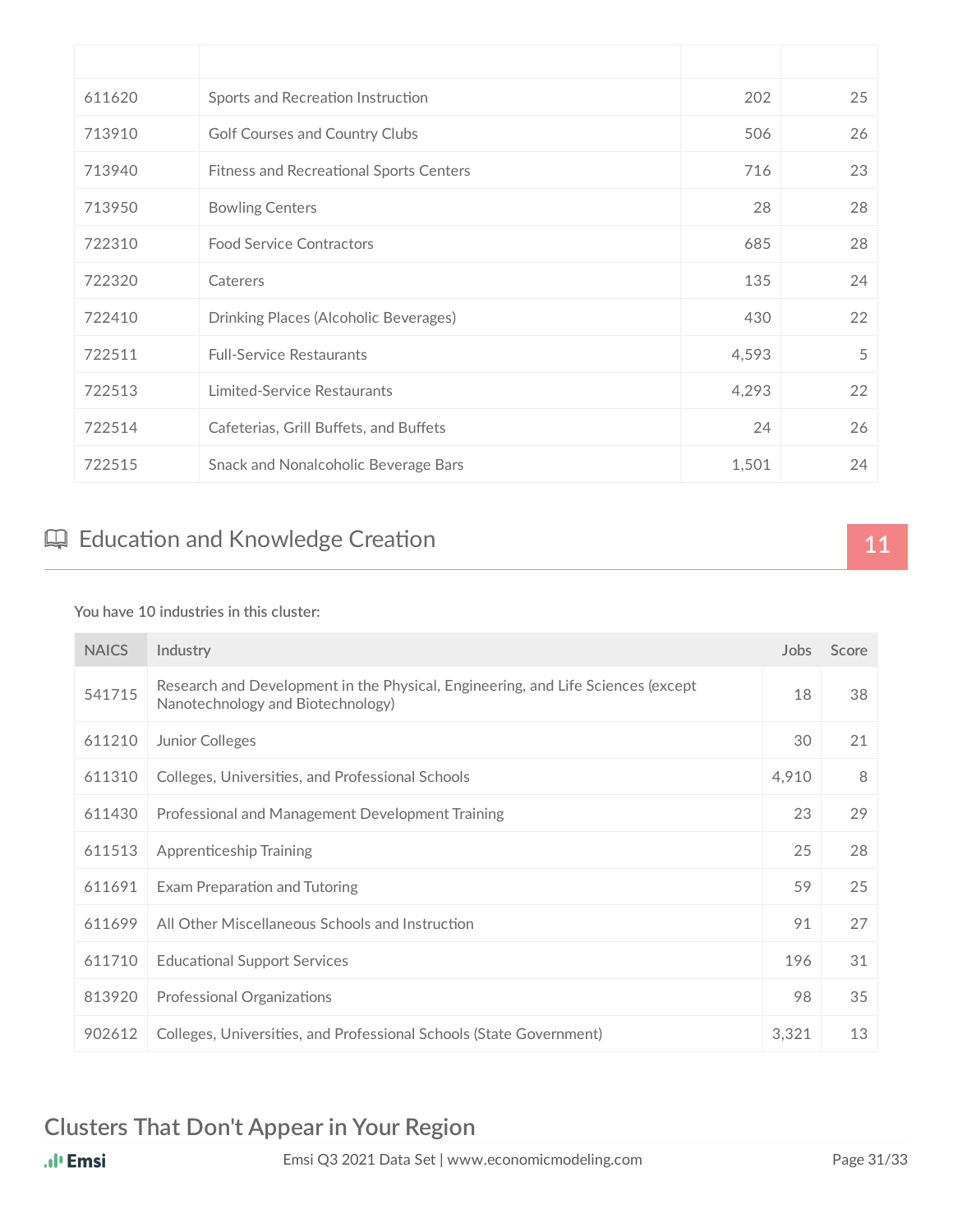| | | | |
|---|---|---|---|
| 611620 | Sports and Recreation Instruction | 202 | 25 |
| 713910 | Golf Courses and Country Clubs | 506 | 26 |
| 713940 | Fitness and Recreational Sports Centers | 716 | 23 |
| 713950 | Bowling Centers | 28 | 28 |
| 722310 | Food Service Contractors | 685 | 28 |
| 722320 | Caterers | 135 | 24 |
| 722410 | Drinking Places (Alcoholic Beverages) | 430 | 22 |
| 722511 | Full-Service Restaurants | 4,593 | 5 |
| 722513 | Limited-Service Restaurants | 4,293 | 22 |
| 722514 | Cafeterias, Grill Buffets, and Buffets | 24 | 26 |
| 722515 | Snack and Nonalcoholic Beverage Bars | 1,501 | 24 |

## Education and Knowledge Creation

11

You have 10 industries in this cluster:

| NAICS | Industry | Jobs | Score |
|---|---|---|---|
| 541715 | Research and Development in the Physical, Engineering, and Life Sciences (except Nanotechnology and Biotechnology) | 18 | 38 |
| 611210 | Junior Colleges | 30 | 21 |
| 611310 | Colleges, Universities, and Professional Schools | 4,910 | 8 |
| 611430 | Professional and Management Development Training | 23 | 29 |
| 611513 | Apprenticeship Training | 25 | 28 |
| 611691 | Exam Preparation and Tutoring | 59 | 25 |
| 611699 | All Other Miscellaneous Schools and Instruction | 91 | 27 |
| 611710 | Educational Support Services | 196 | 31 |
| 813920 | Professional Organizations | 98 | 35 |
| 902612 | Colleges, Universities, and Professional Schools (State Government) | 3,321 | 13 |

## Clusters That Don't Appear in Your Region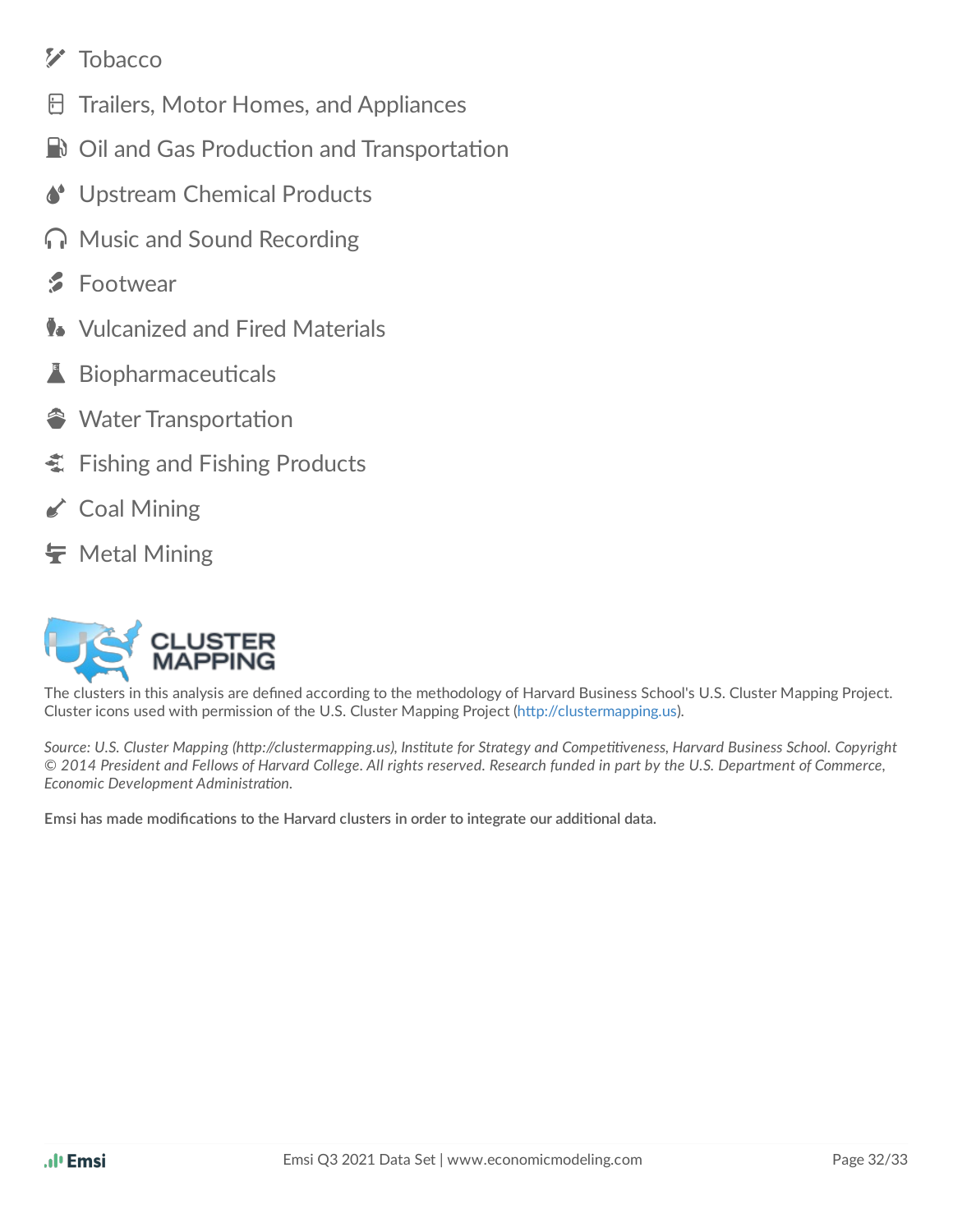- Tobacco
- Trailers, Motor Homes, and Appliances
- Oil and Gas Production and Transportation
- Upstream Chemical Products
- Music and Sound Recording
- Footwear
- Vulcanized and Fired Materials
- Biopharmaceuticals
- Water Transportation
- Fishing and Fishing Products
- Coal Mining
- Metal Mining

CLUSTER MAPPING

The clusters in this analysis are defined according to the methodology of Harvard Business School's U.S. Cluster Mapping Project. Cluster icons used with permission of the U.S. Cluster Mapping Project (http://clustermapping.us).

*Source: U.S. Cluster Mapping (http://clustermapping.us), Institute for Strategy and Competitiveness, Harvard Business School. Copyright © 2014 President and Fellows of Harvard College. All rights reserved. Research funded in part by the U.S. Department of Commerce, Economic Development Administration.*

**Emsi has made modifications to the Harvard clusters in order to integrate our additional data.**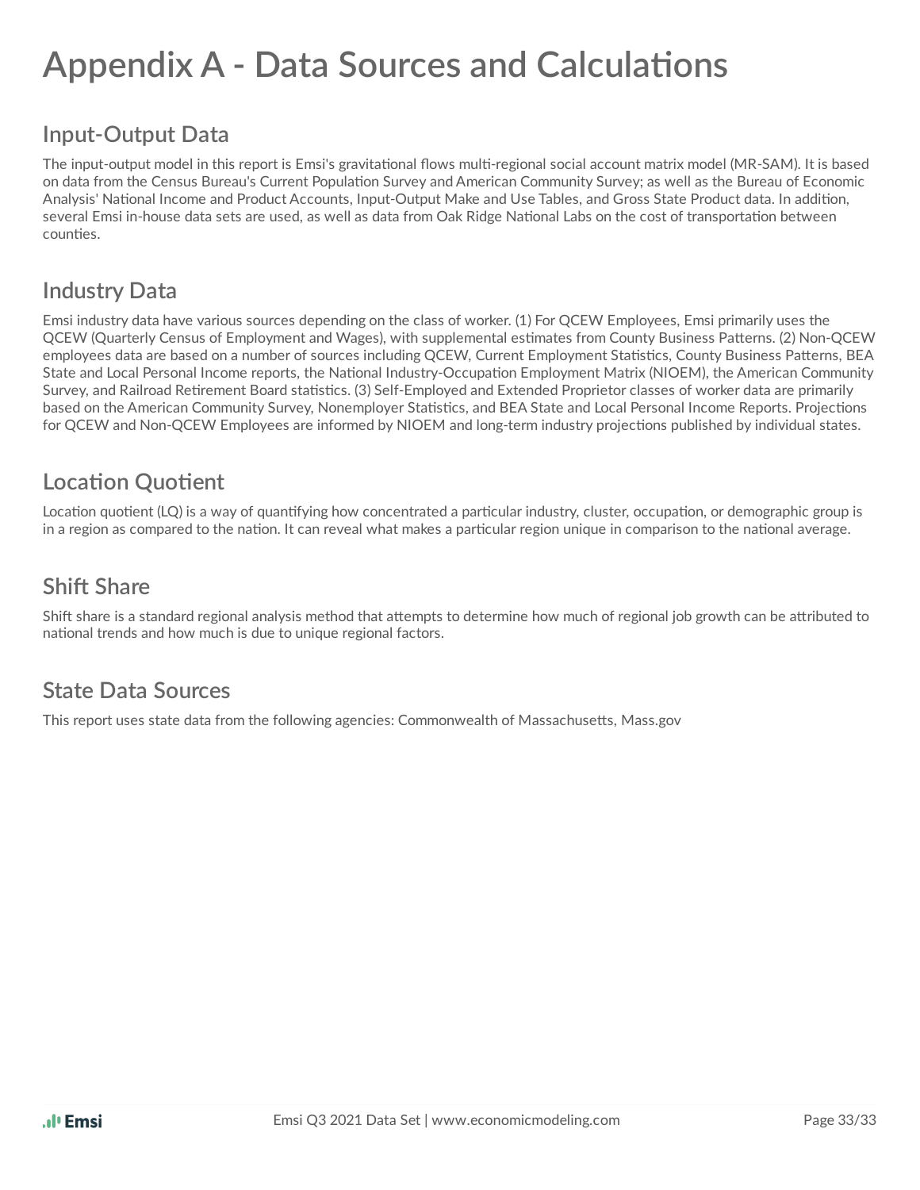# Appendix A - Data Sources and Calculations

## Input-Output Data

The input-output model in this report is Emsi's gravitational flows multi-regional social account matrix model (MR-SAM). It is based on data from the Census Bureau's Current Population Survey and American Community Survey; as well as the Bureau of Economic Analysis' National Income and Product Accounts, Input-Output Make and Use Tables, and Gross State Product data. In addition, several Emsi in-house data sets are used, as well as data from Oak Ridge National Labs on the cost of transportation between counties.

## Industry Data

Emsi industry data have various sources depending on the class of worker. (1) For QCEW Employees, Emsi primarily uses the QCEW (Quarterly Census of Employment and Wages), with supplemental estimates from County Business Patterns. (2) Non-QCEW employees data are based on a number of sources including QCEW, Current Employment Statistics, County Business Patterns, BEA State and Local Personal Income reports, the National Industry-Occupation Employment Matrix (NIOEM), the American Community Survey, and Railroad Retirement Board statistics. (3) Self-Employed and Extended Proprietor classes of worker data are primarily based on the American Community Survey, Nonemployer Statistics, and BEA State and Local Personal Income Reports. Projections for QCEW and Non-QCEW Employees are informed by NIOEM and long-term industry projections published by individual states.

## Location Quotient

Location quotient (LQ) is a way of quantifying how concentrated a particular industry, cluster, occupation, or demographic group is in a region as compared to the nation. It can reveal what makes a particular region unique in comparison to the national average.

## Shift Share

Shift share is a standard regional analysis method that attempts to determine how much of regional job growth can be attributed to national trends and how much is due to unique regional factors.

## State Data Sources

This report uses state data from the following agencies: Commonwealth of Massachusetts, Mass.gov